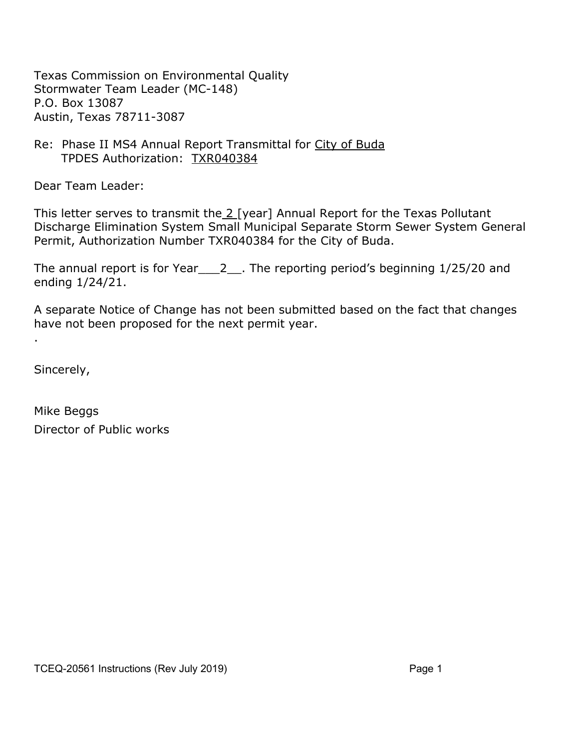Texas Commission on Environmental Quality
Stormwater Team Leader (MC-148)
P.O. Box 13087
Austin, Texas 78711-3087

Re: Phase II MS4 Annual Report Transmittal for City of Buda
TPDES Authorization: TXR040384

Dear Team Leader:

This letter serves to transmit the 2 [year] Annual Report for the Texas Pollutant Discharge Elimination System Small Municipal Separate Storm Sewer System General Permit, Authorization Number TXR040384 for the City of Buda.

The annual report is for Year___2__. The reporting period's beginning 1/25/20 and ending 1/24/21.

A separate Notice of Change has not been submitted based on the fact that changes have not been proposed for the next permit year.

.

Sincerely,

Mike Beggs
Director of Public works

TCEQ-20561 Instructions (Rev July 2019)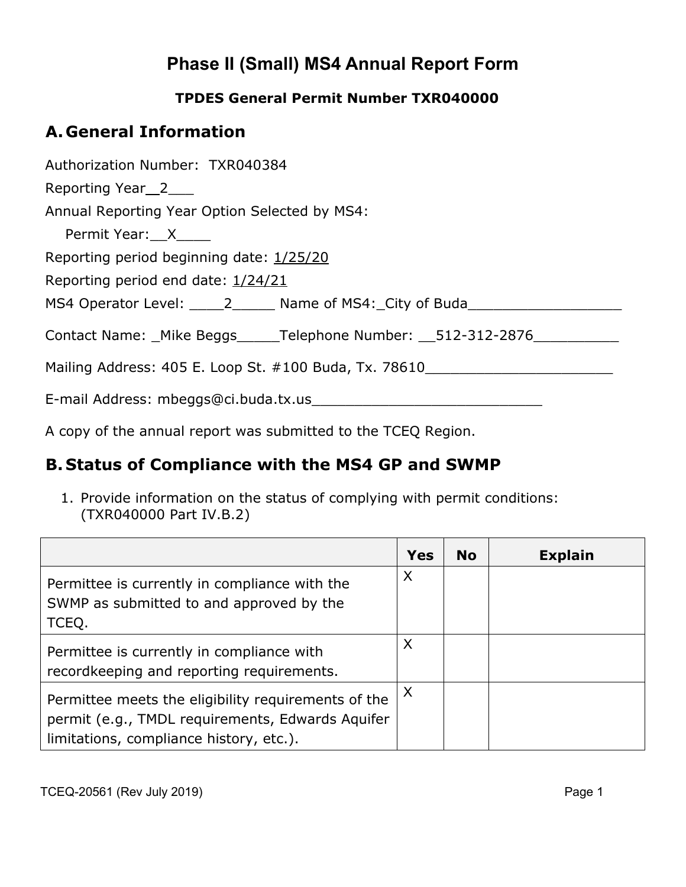# Phase II (Small) MS4 Annual Report Form

**TPDES General Permit Number TXR040000**

## A. General Information

Authorization Number: TXR040384

Reporting Year__2___

Annual Reporting Year Option Selected by MS4:

Permit Year:__X____

Reporting period beginning date: 1/25/20

Reporting period end date: 1/24/21

MS4 Operator Level: ____2_____ Name of MS4:_City of Buda__________________

Contact Name: _Mike Beggs_____Telephone Number: __512-312-2876__________

Mailing Address: 405 E. Loop St. #100 Buda, Tx. 78610______________________

E-mail Address: mbeggs@ci.buda.tx.us___________________________

A copy of the annual report was submitted to the TCEQ Region.

## B. Status of Compliance with the MS4 GP and SWMP

1. Provide information on the status of complying with permit conditions: (TXR040000 Part IV.B.2)

| | Yes | No | Explain |
|---|---|---|---|
| Permittee is currently in compliance with the SWMP as submitted to and approved by the TCEQ. | X | | |
| Permittee is currently in compliance with recordkeeping and reporting requirements. | X | | |
| Permittee meets the eligibility requirements of the permit (e.g., TMDL requirements, Edwards Aquifer limitations, compliance history, etc.). | X | | |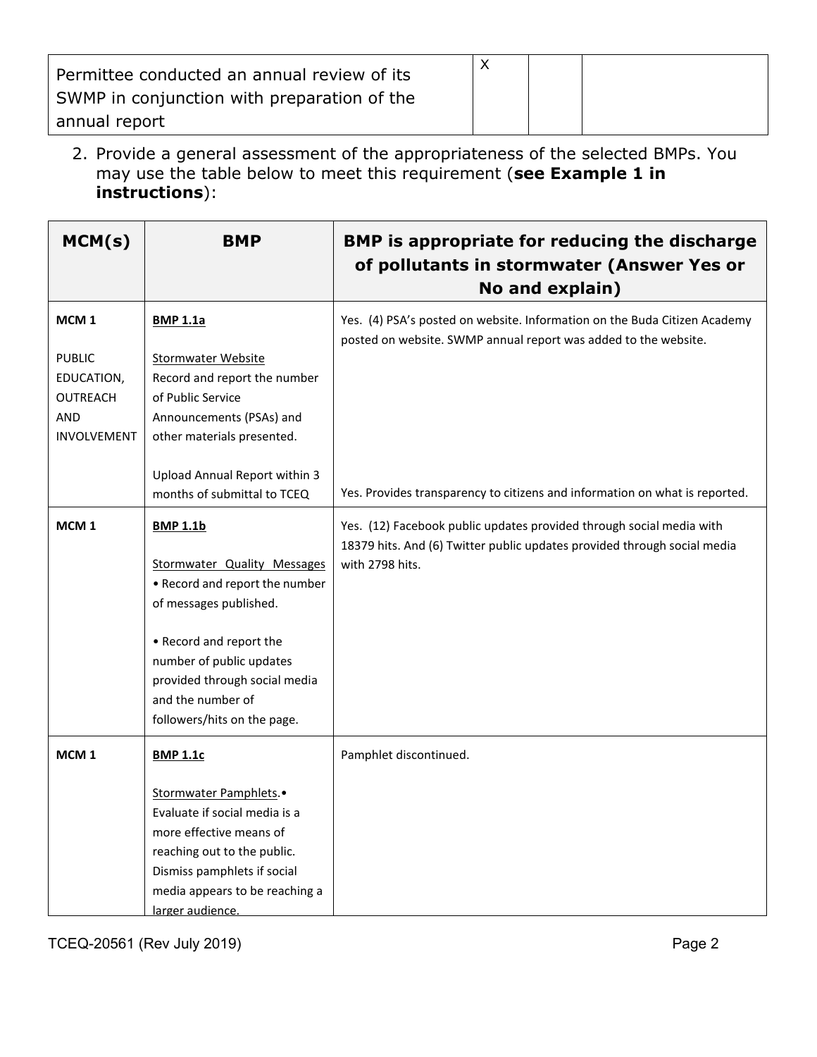| | | | |
|---|---|---|---|
| Permittee conducted an annual review of its SWMP in conjunction with preparation of the annual report | X | | |

2. Provide a general assessment of the appropriateness of the selected BMPs. You may use the table below to meet this requirement (**see Example 1 in instructions**):

| MCM(s) | BMP | BMP is appropriate for reducing the discharge of pollutants in stormwater (Answer Yes or No and explain) |
|---|---|---|
| **MCM 1**<br><br>PUBLIC EDUCATION, OUTREACH AND INVOLVEMENT | **BMP 1.1a**<br><br>Stormwater Website<br>Record and report the number of Public Service Announcements (PSAs) and other materials presented.<br><br>Upload Annual Report within 3 months of submittal to TCEQ | Yes. (4) PSA's posted on website. Information on the Buda Citizen Academy posted on website. SWMP annual report was added to the website.<br><br>Yes. Provides transparency to citizens and information on what is reported. |
| **MCM 1** | **BMP 1.1b**<br><br>Stormwater Quality Messages<br>• Record and report the number of messages published.<br><br>• Record and report the number of public updates provided through social media and the number of followers/hits on the page. | Yes. (12) Facebook public updates provided through social media with 18379 hits. And (6) Twitter public updates provided through social media with 2798 hits. |
| **MCM 1** | **BMP 1.1c**<br><br>Stormwater Pamphlets.• Evaluate if social media is a more effective means of reaching out to the public. Dismiss pamphlets if social media appears to be reaching a larger audience. | Pamphlet discontinued. |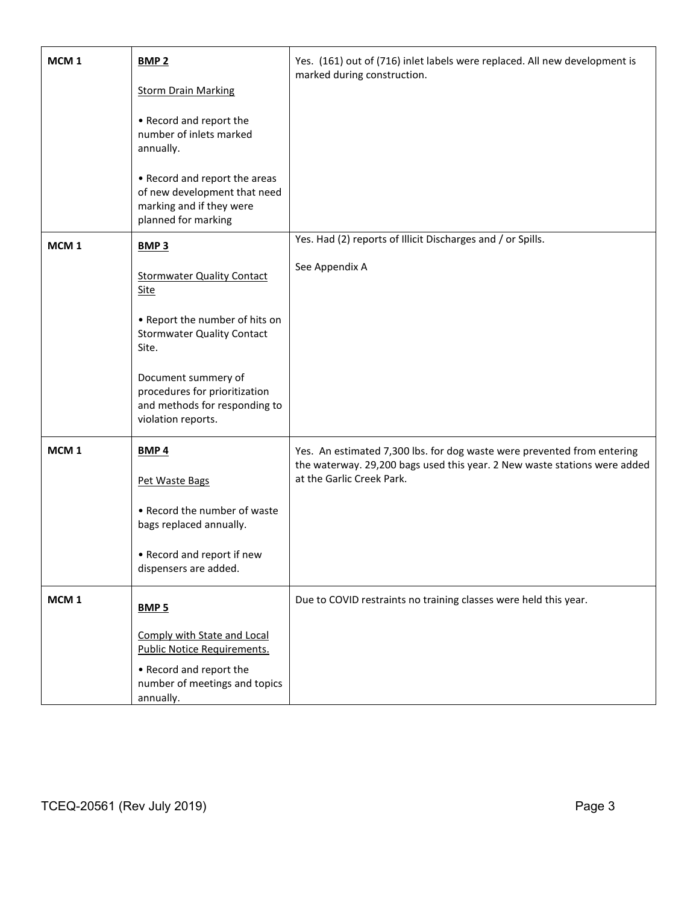| | | |
|---|---|---|
| **MCM 1** | **BMP 2**<br><br>Storm Drain Marking<br><br>• Record and report the number of inlets marked annually.<br><br>• Record and report the areas of new development that need marking and if they were planned for marking | Yes. (161) out of (716) inlet labels were replaced. All new development is marked during construction. |
| **MCM 1** | **BMP 3**<br><br>Stormwater Quality Contact Site<br><br>• Report the number of hits on Stormwater Quality Contact Site.<br><br>Document summery of procedures for prioritization and methods for responding to violation reports. | Yes. Had (2) reports of Illicit Discharges and / or Spills.<br><br>See Appendix A |
| **MCM 1** | **BMP 4**<br><br>Pet Waste Bags<br><br>• Record the number of waste bags replaced annually.<br><br>• Record and report if new dispensers are added. | Yes. An estimated 7,300 lbs. for dog waste were prevented from entering the waterway. 29,200 bags used this year. 2 New waste stations were added at the Garlic Creek Park. |
| **MCM 1** | **BMP 5**<br><br>Comply with State and Local Public Notice Requirements.<br><br>• Record and report the number of meetings and topics annually. | Due to COVID restraints no training classes were held this year. |

TCEQ-20561 (Rev July 2019)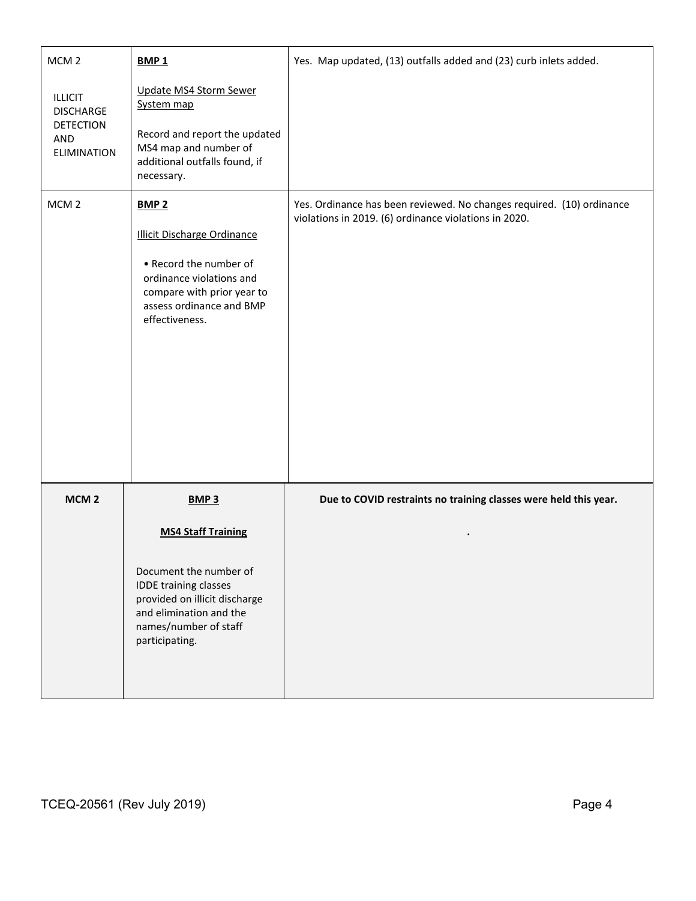| | | |
|---|---|---|
| MCM 2<br><br>ILLICIT DISCHARGE DETECTION AND ELIMINATION | **BMP 1**<br><br>Update MS4 Storm Sewer System map<br><br>Record and report the updated MS4 map and number of additional outfalls found, if necessary. | Yes. Map updated, (13) outfalls added and (23) curb inlets added. |
| MCM 2 | **BMP 2**<br><br>Illicit Discharge Ordinance<br><br>• Record the number of ordinance violations and compare with prior year to assess ordinance and BMP effectiveness. | Yes. Ordinance has been reviewed. No changes required. (10) ordinance violations in 2019. (6) ordinance violations in 2020. |
| **MCM 2** | **BMP 3**<br><br>**MS4 Staff Training**<br><br>Document the number of IDDE training classes provided on illicit discharge and elimination and the names/number of staff participating. | **Due to COVID restraints no training classes were held this year.**<br><br>**.** |

TCEQ-20561 (Rev July 2019)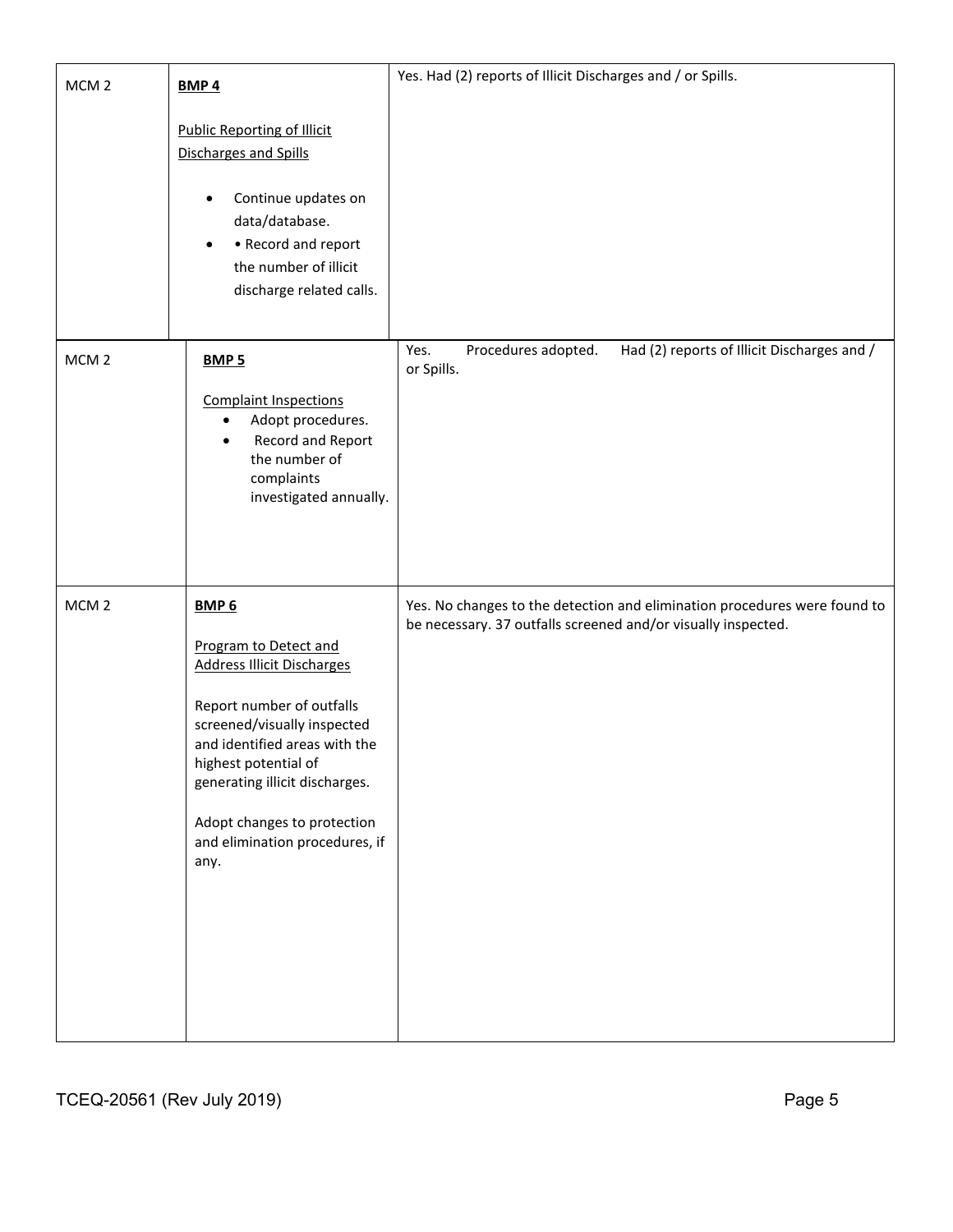| | | |
|---|---|---|
| MCM 2 | **BMP 4**<br><br>Public Reporting of Illicit Discharges and Spills<br><br>• Continue updates on data/database.<br>• • Record and report the number of illicit discharge related calls. | Yes. Had (2) reports of Illicit Discharges and / or Spills. |
| MCM 2 | **BMP 5**<br><br>Complaint Inspections<br>• Adopt procedures.<br>• Record and Report the number of complaints investigated annually. | Yes. Procedures adopted. Had (2) reports of Illicit Discharges and / or Spills. |
| MCM 2 | **BMP 6**<br><br>Program to Detect and Address Illicit Discharges<br><br>Report number of outfalls screened/visually inspected and identified areas with the highest potential of generating illicit discharges.<br><br>Adopt changes to protection and elimination procedures, if any. | Yes. No changes to the detection and elimination procedures were found to be necessary. 37 outfalls screened and/or visually inspected. |

TCEQ-20561 (Rev July 2019)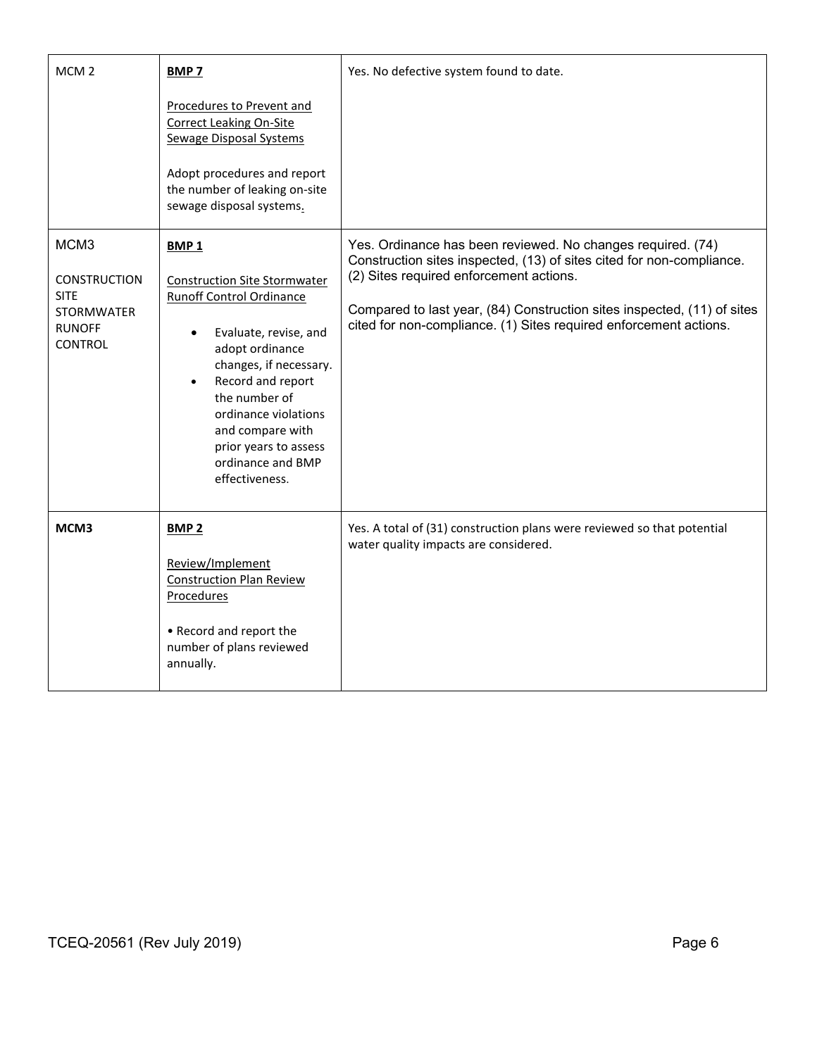| | | |
|---|---|---|
| MCM 2 | **BMP 7**<br><br>Procedures to Prevent and Correct Leaking On-Site Sewage Disposal Systems<br><br>Adopt procedures and report the number of leaking on-site sewage disposal systems. | Yes. No defective system found to date. |
| MCM3<br><br>CONSTRUCTION SITE STORMWATER RUNOFF CONTROL | **BMP 1**<br><br>Construction Site Stormwater Runoff Control Ordinance<br><br>• Evaluate, revise, and adopt ordinance changes, if necessary.<br>• Record and report the number of ordinance violations and compare with prior years to assess ordinance and BMP effectiveness. | Yes. Ordinance has been reviewed. No changes required. (74) Construction sites inspected, (13) of sites cited for non-compliance. (2) Sites required enforcement actions.<br><br>Compared to last year, (84) Construction sites inspected, (11) of sites cited for non-compliance. (1) Sites required enforcement actions. |
| **MCM3** | **BMP 2**<br><br>Review/Implement Construction Plan Review Procedures<br><br>• Record and report the number of plans reviewed annually. | Yes. A total of (31) construction plans were reviewed so that potential water quality impacts are considered. |

TCEQ-20561 (Rev July 2019)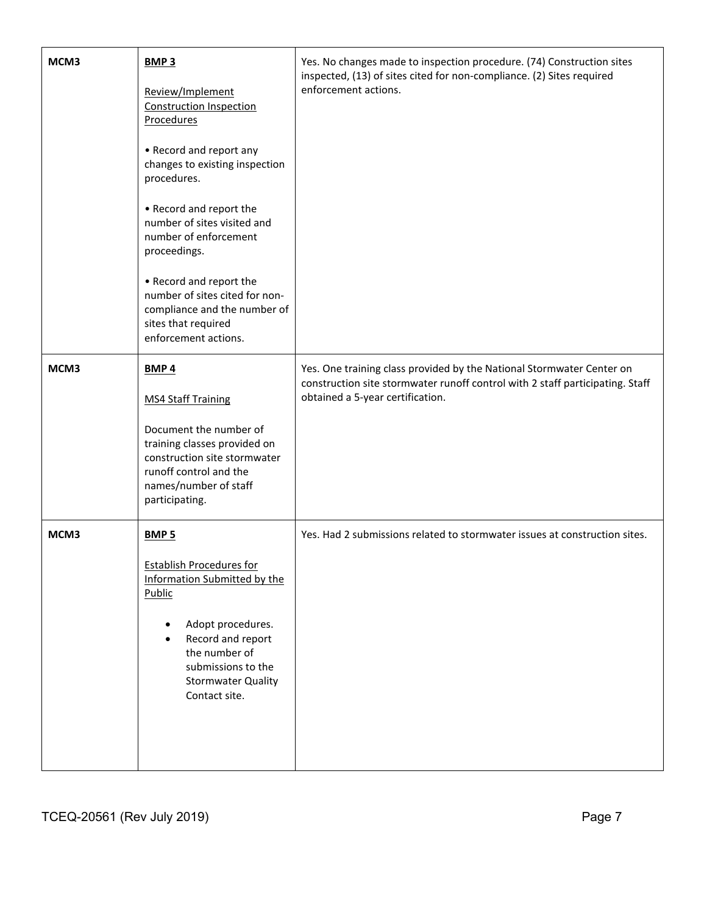| MCM3 | **BMP 3**<br><br>Review/Implement Construction Inspection Procedures<br><br>• Record and report any changes to existing inspection procedures.<br><br>• Record and report the number of sites visited and number of enforcement proceedings.<br><br>• Record and report the number of sites cited for non-compliance and the number of sites that required enforcement actions. | Yes. No changes made to inspection procedure. (74) Construction sites inspected, (13) of sites cited for non-compliance. (2) Sites required enforcement actions. |
|---|---|---|
| MCM3 | **BMP 4**<br><br>MS4 Staff Training<br><br>Document the number of training classes provided on construction site stormwater runoff control and the names/number of staff participating. | Yes. One training class provided by the National Stormwater Center on construction site stormwater runoff control with 2 staff participating. Staff obtained a 5-year certification. |
| MCM3 | **BMP 5**<br><br>Establish Procedures for Information Submitted by the Public<br><br>• Adopt procedures.<br>• Record and report the number of submissions to the Stormwater Quality Contact site. | Yes. Had 2 submissions related to stormwater issues at construction sites. |

TCEQ-20561 (Rev July 2019)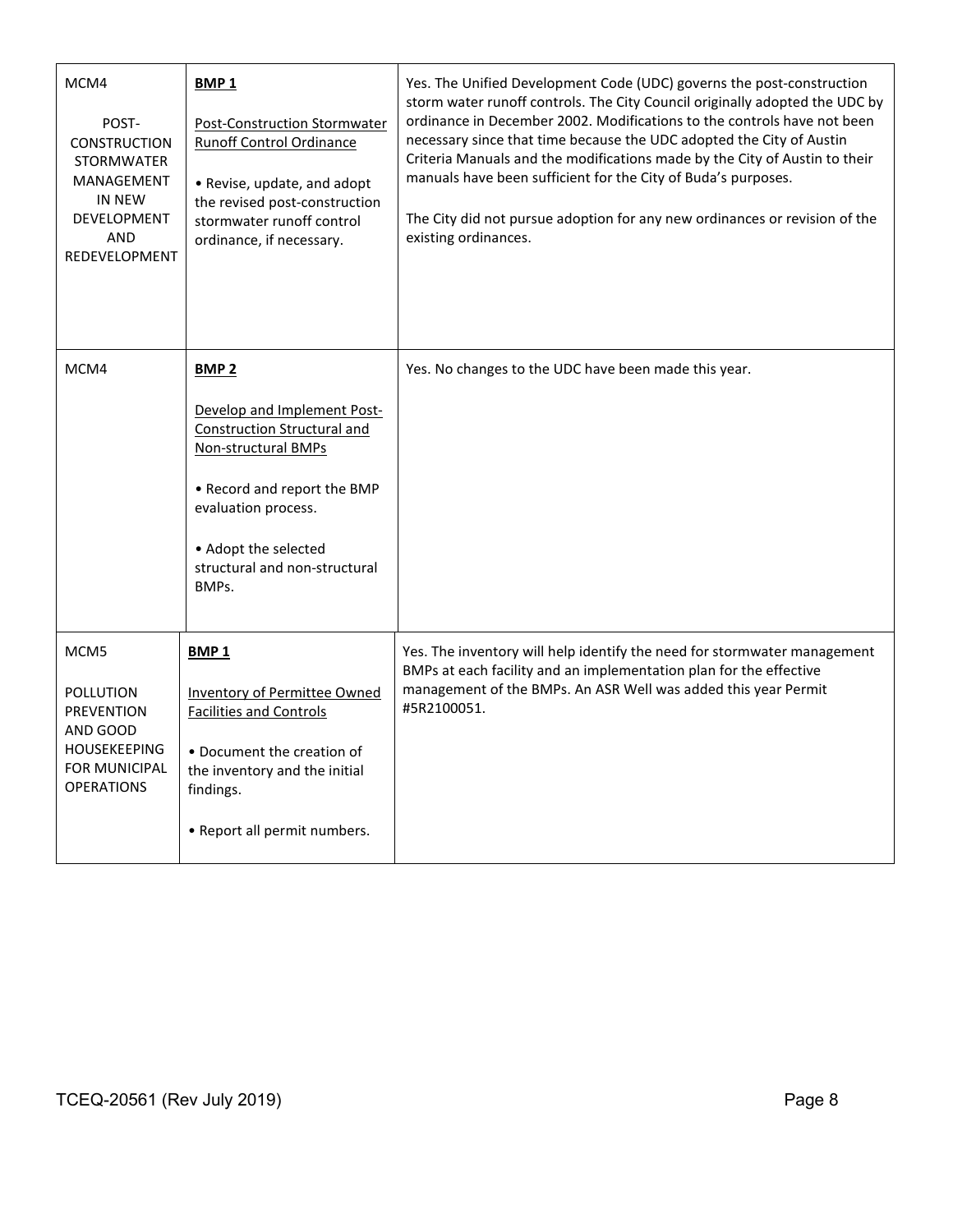| | | |
|---|---|---|
| MCM4<br><br>POST-CONSTRUCTION STORMWATER MANAGEMENT IN NEW DEVELOPMENT AND REDEVELOPMENT | **BMP 1**<br><br>Post-Construction Stormwater Runoff Control Ordinance<br><br>• Revise, update, and adopt the revised post-construction stormwater runoff control ordinance, if necessary. | Yes. The Unified Development Code (UDC) governs the post-construction storm water runoff controls. The City Council originally adopted the UDC by ordinance in December 2002. Modifications to the controls have not been necessary since that time because the UDC adopted the City of Austin Criteria Manuals and the modifications made by the City of Austin to their manuals have been sufficient for the City of Buda's purposes.<br><br>The City did not pursue adoption for any new ordinances or revision of the existing ordinances. |
| MCM4 | **BMP 2**<br><br>Develop and Implement Post-Construction Structural and Non-structural BMPs<br><br>• Record and report the BMP evaluation process.<br><br>• Adopt the selected structural and non-structural BMPs. | Yes. No changes to the UDC have been made this year. |
| MCM5<br><br>POLLUTION PREVENTION AND GOOD HOUSEKEEPING FOR MUNICIPAL OPERATIONS | **BMP 1**<br><br>Inventory of Permittee Owned Facilities and Controls<br><br>• Document the creation of the inventory and the initial findings.<br><br>• Report all permit numbers. | Yes. The inventory will help identify the need for stormwater management BMPs at each facility and an implementation plan for the effective management of the BMPs. An ASR Well was added this year Permit #5R2100051. |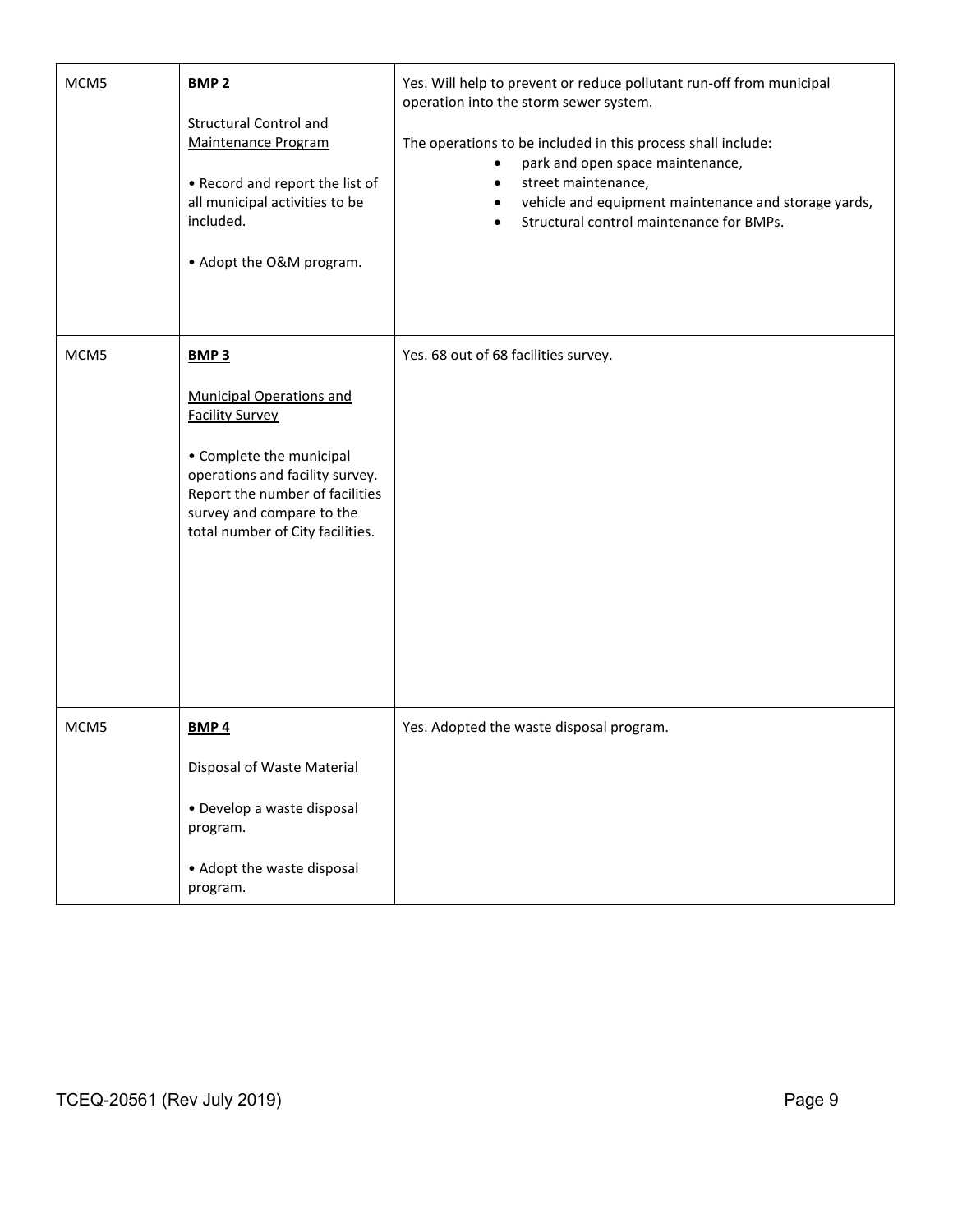| | | |
|---|---|---|
| MCM5 | **BMP 2**<br><br>Structural Control and Maintenance Program<br><br>• Record and report the list of all municipal activities to be included.<br><br>• Adopt the O&M program. | Yes. Will help to prevent or reduce pollutant run-off from municipal operation into the storm sewer system.<br><br>The operations to be included in this process shall include:<br>• park and open space maintenance,<br>• street maintenance,<br>• vehicle and equipment maintenance and storage yards,<br>• Structural control maintenance for BMPs. |
| MCM5 | **BMP 3**<br><br>Municipal Operations and Facility Survey<br><br>• Complete the municipal operations and facility survey. Report the number of facilities survey and compare to the total number of City facilities. | Yes. 68 out of 68 facilities survey. |
| MCM5 | **BMP 4**<br><br>Disposal of Waste Material<br><br>• Develop a waste disposal program.<br><br>• Adopt the waste disposal program. | Yes. Adopted the waste disposal program. |

TCEQ-20561 (Rev July 2019)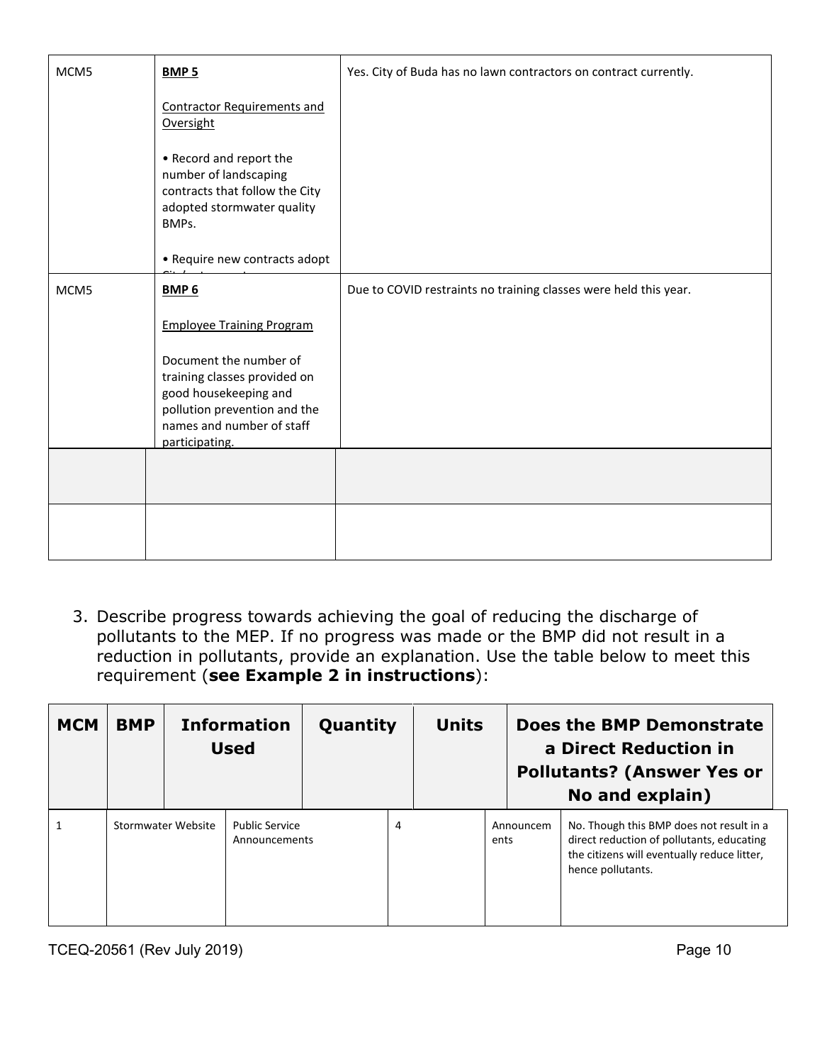| MCM5 | **BMP 5**<br><br>Contractor Requirements and Oversight<br><br>• Record and report the number of landscaping contracts that follow the City adopted stormwater quality BMPs.<br><br>• Require new contracts adopt | Yes. City of Buda has no lawn contractors on contract currently. |
|---|---|---|
| MCM5 | **BMP 6**<br><br>Employee Training Program<br><br>Document the number of training classes provided on good housekeeping and pollution prevention and the names and number of staff participating. | Due to COVID restraints no training classes were held this year. |
| | | |
| | | |

3. Describe progress towards achieving the goal of reducing the discharge of pollutants to the MEP. If no progress was made or the BMP did not result in a reduction in pollutants, provide an explanation. Use the table below to meet this requirement (**see Example 2 in instructions**):

| MCM | BMP | Information Used | Quantity | Units | Does the BMP Demonstrate a Direct Reduction in Pollutants? (Answer Yes or No and explain) |
|---|---|---|---|---|---|
| 1 | Stormwater Website | Public Service Announcements | 4 | Announcements | No. Though this BMP does not result in a direct reduction of pollutants, educating the citizens will eventually reduce litter, hence pollutants. |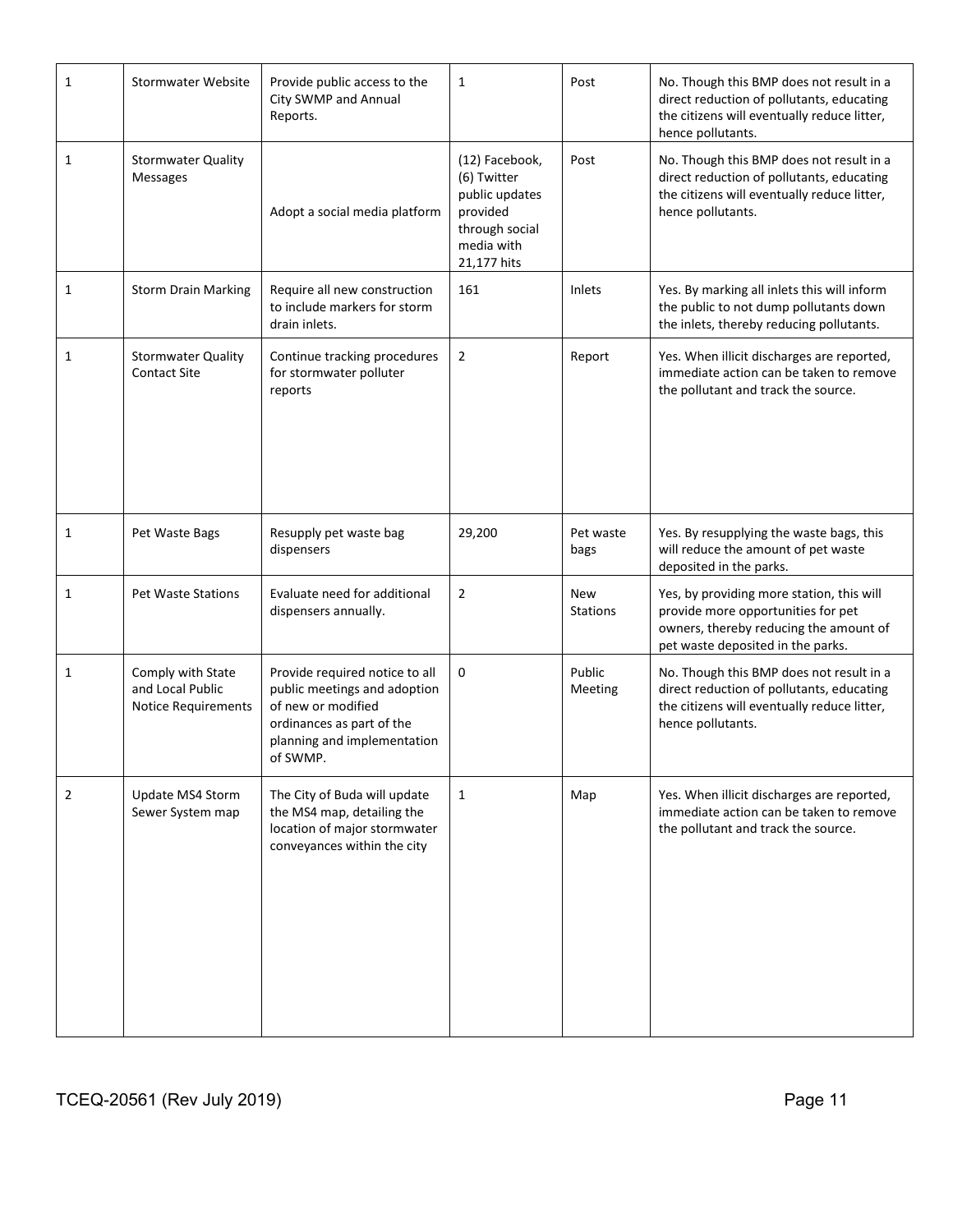| 1 | Stormwater Website | Provide public access to the City SWMP and Annual Reports. | 1 | Post | No. Though this BMP does not result in a direct reduction of pollutants, educating the citizens will eventually reduce litter, hence pollutants. |
|---|---|---|---|---|---|
| 1 | Stormwater Quality Messages | Adopt a social media platform | (12) Facebook, (6) Twitter public updates provided through social media with 21,177 hits | Post | No. Though this BMP does not result in a direct reduction of pollutants, educating the citizens will eventually reduce litter, hence pollutants. |
| 1 | Storm Drain Marking | Require all new construction to include markers for storm drain inlets. | 161 | Inlets | Yes. By marking all inlets this will inform the public to not dump pollutants down the inlets, thereby reducing pollutants. |
| 1 | Stormwater Quality Contact Site | Continue tracking procedures for stormwater polluter reports | 2 | Report | Yes. When illicit discharges are reported, immediate action can be taken to remove the pollutant and track the source. |
| 1 | Pet Waste Bags | Resupply pet waste bag dispensers | 29,200 | Pet waste bags | Yes. By resupplying the waste bags, this will reduce the amount of pet waste deposited in the parks. |
| 1 | Pet Waste Stations | Evaluate need for additional dispensers annually. | 2 | New Stations | Yes, by providing more station, this will provide more opportunities for pet owners, thereby reducing the amount of pet waste deposited in the parks. |
| 1 | Comply with State and Local Public Notice Requirements | Provide required notice to all public meetings and adoption of new or modified ordinances as part of the planning and implementation of SWMP. | 0 | Public Meeting | No. Though this BMP does not result in a direct reduction of pollutants, educating the citizens will eventually reduce litter, hence pollutants. |
| 2 | Update MS4 Storm Sewer System map | The City of Buda will update the MS4 map, detailing the location of major stormwater conveyances within the city | 1 | Map | Yes. When illicit discharges are reported, immediate action can be taken to remove the pollutant and track the source. |

TCEQ-20561 (Rev July 2019)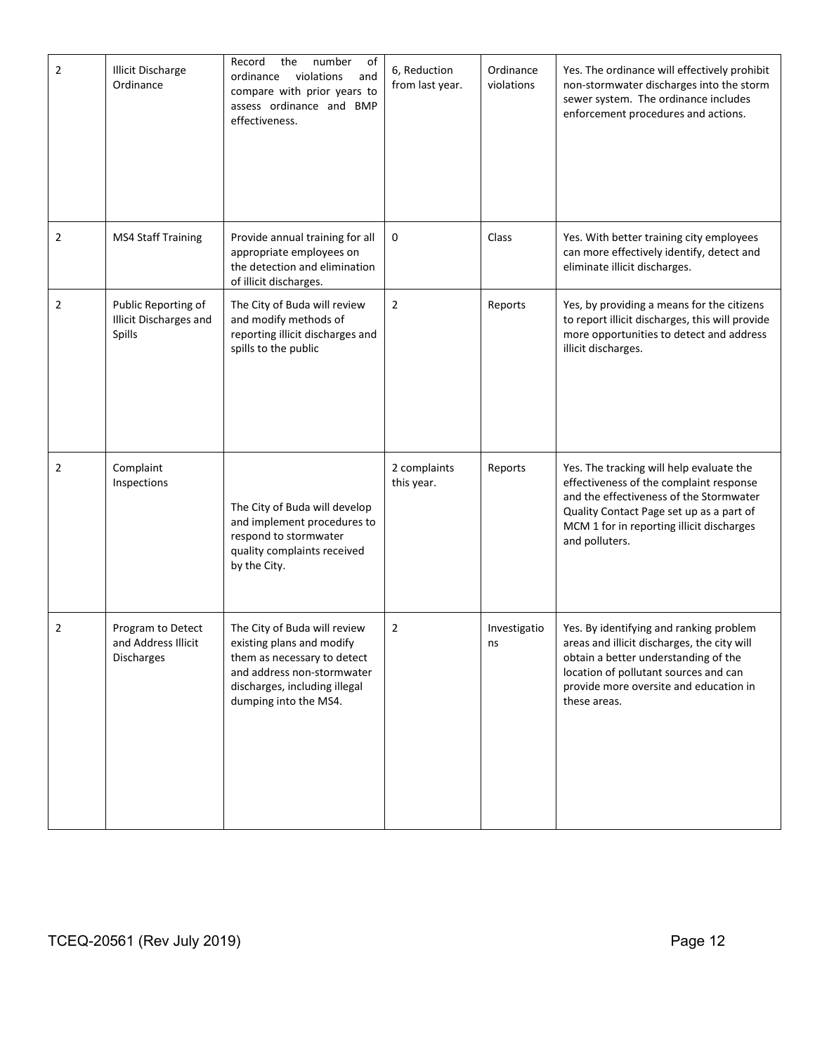| 2 | Illicit Discharge Ordinance | Record the number of ordinance violations and compare with prior years to assess ordinance and BMP effectiveness. | 6, Reduction from last year. | Ordinance violations | Yes. The ordinance will effectively prohibit non-stormwater discharges into the storm sewer system. The ordinance includes enforcement procedures and actions. |
|---|---|---|---|---|---|
| 2 | MS4 Staff Training | Provide annual training for all appropriate employees on the detection and elimination of illicit discharges. | 0 | Class | Yes. With better training city employees can more effectively identify, detect and eliminate illicit discharges. |
| 2 | Public Reporting of Illicit Discharges and Spills | The City of Buda will review and modify methods of reporting illicit discharges and spills to the public | 2 | Reports | Yes, by providing a means for the citizens to report illicit discharges, this will provide more opportunities to detect and address illicit discharges. |
| 2 | Complaint Inspections | The City of Buda will develop and implement procedures to respond to stormwater quality complaints received by the City. | 2 complaints this year. | Reports | Yes. The tracking will help evaluate the effectiveness of the complaint response and the effectiveness of the Stormwater Quality Contact Page set up as a part of MCM 1 for in reporting illicit discharges and polluters. |
| 2 | Program to Detect and Address Illicit Discharges | The City of Buda will review existing plans and modify them as necessary to detect and address non-stormwater discharges, including illegal dumping into the MS4. | 2 | Investigations | Yes. By identifying and ranking problem areas and illicit discharges, the city will obtain a better understanding of the location of pollutant sources and can provide more oversite and education in these areas. |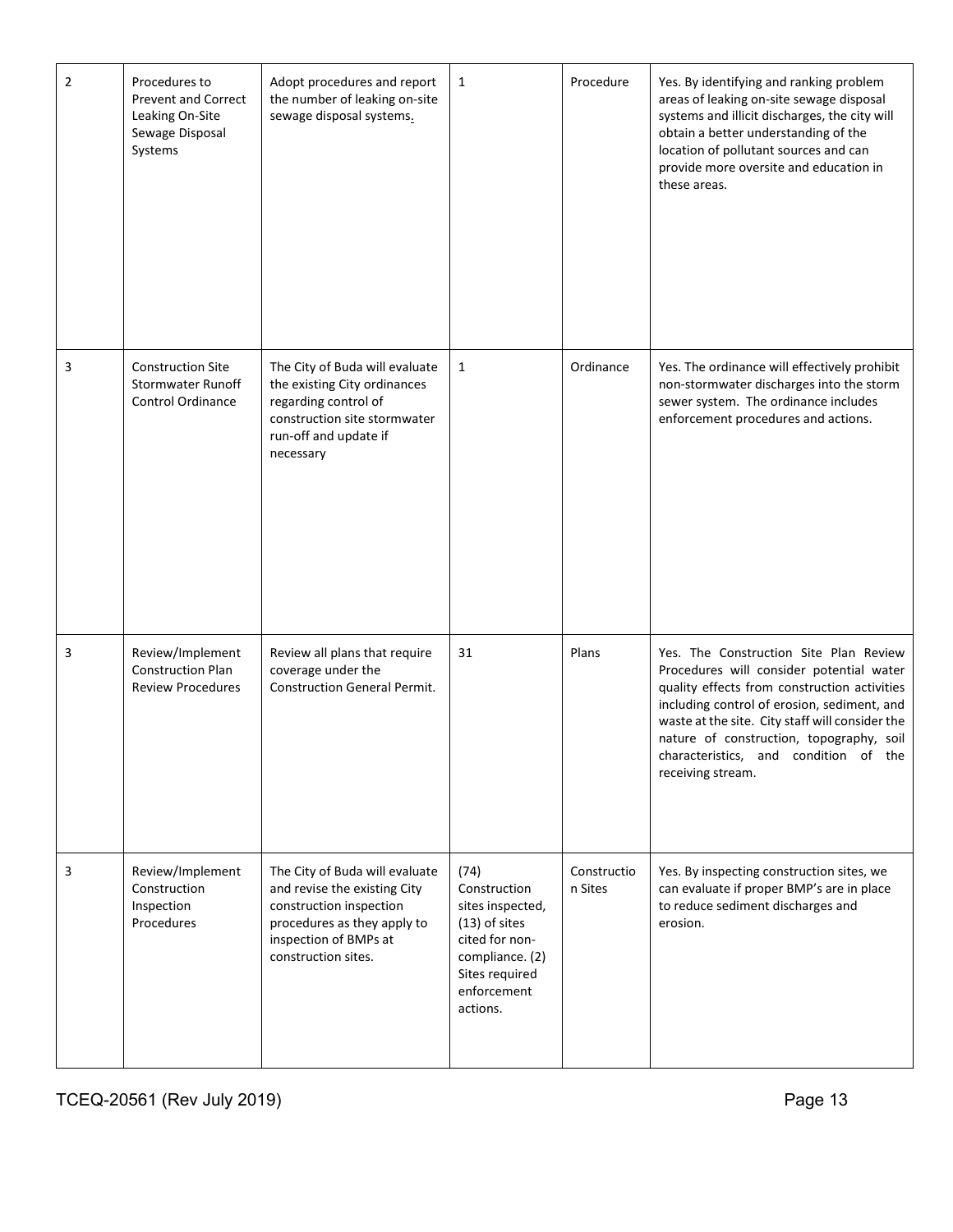| 2 | Procedures to Prevent and Correct Leaking On-Site Sewage Disposal Systems | Adopt procedures and report the number of leaking on-site sewage disposal systems. | 1 | Procedure | Yes. By identifying and ranking problem areas of leaking on-site sewage disposal systems and illicit discharges, the city will obtain a better understanding of the location of pollutant sources and can provide more oversite and education in these areas. |
|---|---|---|---|---|---|
| 3 | Construction Site Stormwater Runoff Control Ordinance | The City of Buda will evaluate the existing City ordinances regarding control of construction site stormwater run-off and update if necessary | 1 | Ordinance | Yes. The ordinance will effectively prohibit non-stormwater discharges into the storm sewer system. The ordinance includes enforcement procedures and actions. |
| 3 | Review/Implement Construction Plan Review Procedures | Review all plans that require coverage under the Construction General Permit. | 31 | Plans | Yes. The Construction Site Plan Review Procedures will consider potential water quality effects from construction activities including control of erosion, sediment, and waste at the site. City staff will consider the nature of construction, topography, soil characteristics, and condition of the receiving stream. |
| 3 | Review/Implement Construction Inspection Procedures | The City of Buda will evaluate and revise the existing City construction inspection procedures as they apply to inspection of BMPs at construction sites. | (74) Construction sites inspected, (13) of sites cited for non-compliance. (2) Sites required enforcement actions. | Construction Sites | Yes. By inspecting construction sites, we can evaluate if proper BMP's are in place to reduce sediment discharges and erosion. |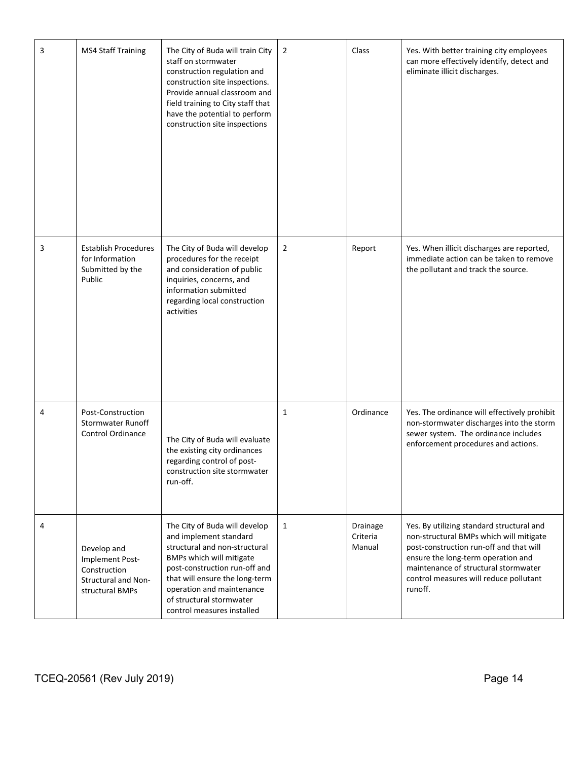| 3 | MS4 Staff Training | The City of Buda will train City staff on stormwater construction regulation and construction site inspections. Provide annual classroom and field training to City staff that have the potential to perform construction site inspections | 2 | Class | Yes. With better training city employees can more effectively identify, detect and eliminate illicit discharges. |
|---|---|---|---|---|---|
| 3 | Establish Procedures for Information Submitted by the Public | The City of Buda will develop procedures for the receipt and consideration of public inquiries, concerns, and information submitted regarding local construction activities | 2 | Report | Yes. When illicit discharges are reported, immediate action can be taken to remove the pollutant and track the source. |
| 4 | Post-Construction Stormwater Runoff Control Ordinance | The City of Buda will evaluate the existing city ordinances regarding control of post-construction site stormwater run-off. | 1 | Ordinance | Yes. The ordinance will effectively prohibit non-stormwater discharges into the storm sewer system. The ordinance includes enforcement procedures and actions. |
| 4 | Develop and Implement Post-Construction Structural and Non-structural BMPs | The City of Buda will develop and implement standard structural and non-structural BMPs which will mitigate post-construction run-off and that will ensure the long-term operation and maintenance of structural stormwater control measures installed | 1 | Drainage Criteria Manual | Yes. By utilizing standard structural and non-structural BMPs which will mitigate post-construction run-off and that will ensure the long-term operation and maintenance of structural stormwater control measures will reduce pollutant runoff. |

TCEQ-20561 (Rev July 2019)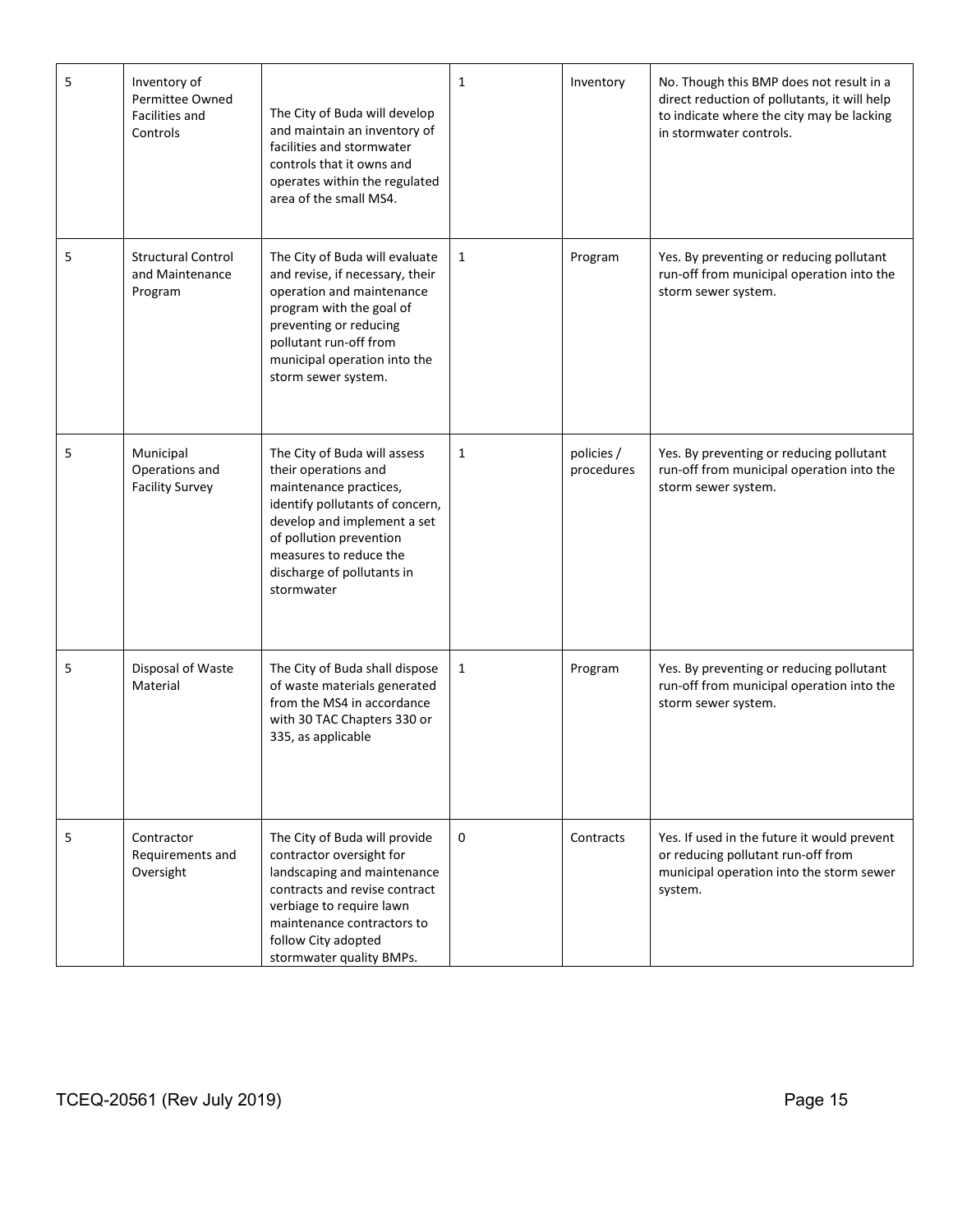| 5 | Inventory of Permittee Owned Facilities and Controls | The City of Buda will develop and maintain an inventory of facilities and stormwater controls that it owns and operates within the regulated area of the small MS4. | 1 | Inventory | No. Though this BMP does not result in a direct reduction of pollutants, it will help to indicate where the city may be lacking in stormwater controls. |
|---|---|---|---|---|---|
| 5 | Structural Control and Maintenance Program | The City of Buda will evaluate and revise, if necessary, their operation and maintenance program with the goal of preventing or reducing pollutant run-off from municipal operation into the storm sewer system. | 1 | Program | Yes. By preventing or reducing pollutant run-off from municipal operation into the storm sewer system. |
| 5 | Municipal Operations and Facility Survey | The City of Buda will assess their operations and maintenance practices, identify pollutants of concern, develop and implement a set of pollution prevention measures to reduce the discharge of pollutants in stormwater | 1 | policies / procedures | Yes. By preventing or reducing pollutant run-off from municipal operation into the storm sewer system. |
| 5 | Disposal of Waste Material | The City of Buda shall dispose of waste materials generated from the MS4 in accordance with 30 TAC Chapters 330 or 335, as applicable | 1 | Program | Yes. By preventing or reducing pollutant run-off from municipal operation into the storm sewer system. |
| 5 | Contractor Requirements and Oversight | The City of Buda will provide contractor oversight for landscaping and maintenance contracts and revise contract verbiage to require lawn maintenance contractors to follow City adopted stormwater quality BMPs. | 0 | Contracts | Yes. If used in the future it would prevent or reducing pollutant run-off from municipal operation into the storm sewer system. |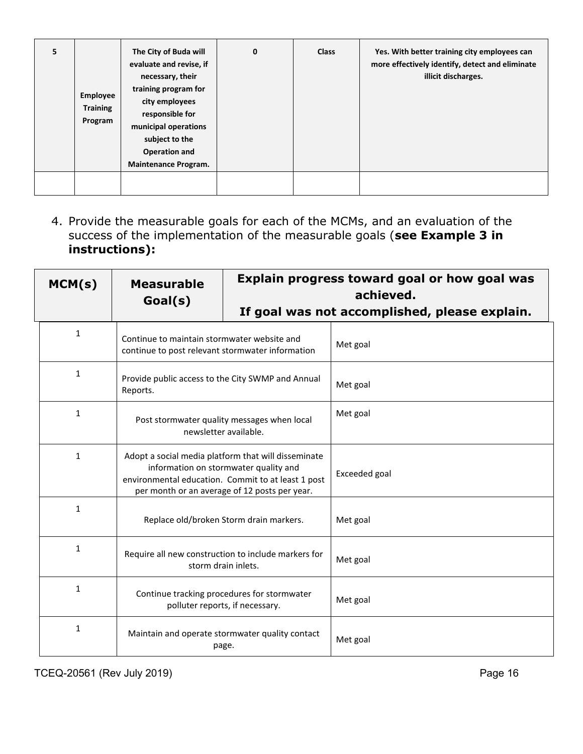| 5 | Employee Training Program | The City of Buda will evaluate and revise, if necessary, their training program for city employees responsible for municipal operations subject to the Operation and Maintenance Program. | 0 | Class | Yes. With better training city employees can more effectively identify, detect and eliminate illicit discharges. |
|---|---|---|---|---|---|
| | | | | | |

4. Provide the measurable goals for each of the MCMs, and an evaluation of the success of the implementation of the measurable goals (**see Example 3 in instructions):**

| MCM(s) | Measurable Goal(s) | Explain progress toward goal or how goal was achieved. If goal was not accomplished, please explain. |
|---|---|---|
| 1 | Continue to maintain stormwater website and continue to post relevant stormwater information | Met goal |
| 1 | Provide public access to the City SWMP and Annual Reports. | Met goal |
| 1 | Post stormwater quality messages when local newsletter available. | Met goal |
| 1 | Adopt a social media platform that will disseminate information on stormwater quality and environmental education. Commit to at least 1 post per month or an average of 12 posts per year. | Exceeded goal |
| 1 | Replace old/broken Storm drain markers. | Met goal |
| 1 | Require all new construction to include markers for storm drain inlets. | Met goal |
| 1 | Continue tracking procedures for stormwater polluter reports, if necessary. | Met goal |
| 1 | Maintain and operate stormwater quality contact page. | Met goal |

TCEQ-20561 (Rev July 2019)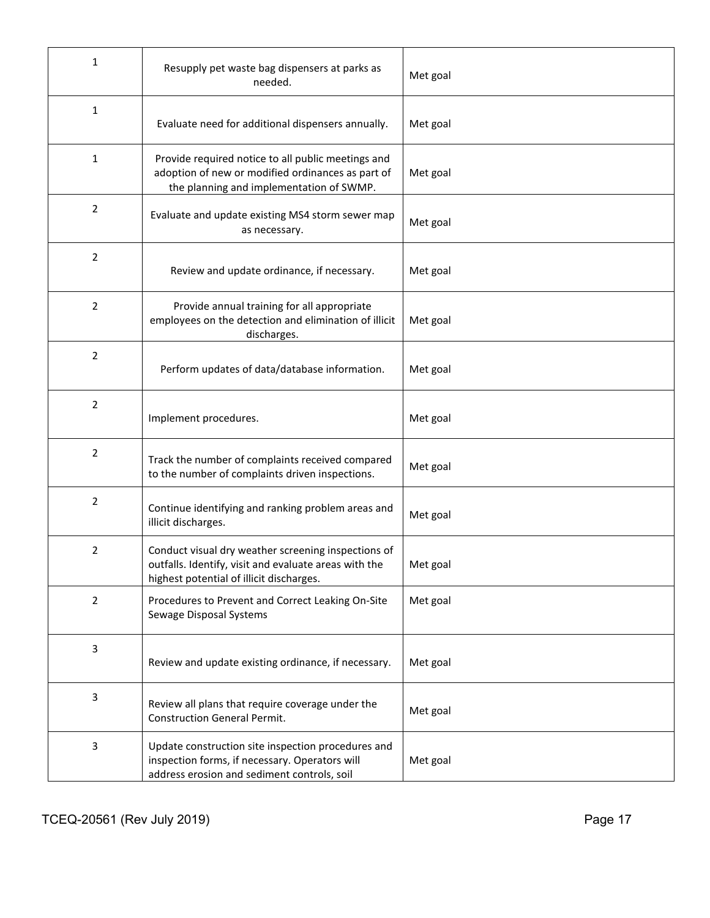| | | |
|---|---|---|
| 1 | Resupply pet waste bag dispensers at parks as needed. | Met goal |
| 1 | Evaluate need for additional dispensers annually. | Met goal |
| 1 | Provide required notice to all public meetings and adoption of new or modified ordinances as part of the planning and implementation of SWMP. | Met goal |
| 2 | Evaluate and update existing MS4 storm sewer map as necessary. | Met goal |
| 2 | Review and update ordinance, if necessary. | Met goal |
| 2 | Provide annual training for all appropriate employees on the detection and elimination of illicit discharges. | Met goal |
| 2 | Perform updates of data/database information. | Met goal |
| 2 | Implement procedures. | Met goal |
| 2 | Track the number of complaints received compared to the number of complaints driven inspections. | Met goal |
| 2 | Continue identifying and ranking problem areas and illicit discharges. | Met goal |
| 2 | Conduct visual dry weather screening inspections of outfalls. Identify, visit and evaluate areas with the highest potential of illicit discharges. | Met goal |
| 2 | Procedures to Prevent and Correct Leaking On-Site Sewage Disposal Systems | Met goal |
| 3 | Review and update existing ordinance, if necessary. | Met goal |
| 3 | Review all plans that require coverage under the Construction General Permit. | Met goal |
| 3 | Update construction site inspection procedures and inspection forms, if necessary. Operators will address erosion and sediment controls, soil | Met goal |

TCEQ-20561 (Rev July 2019)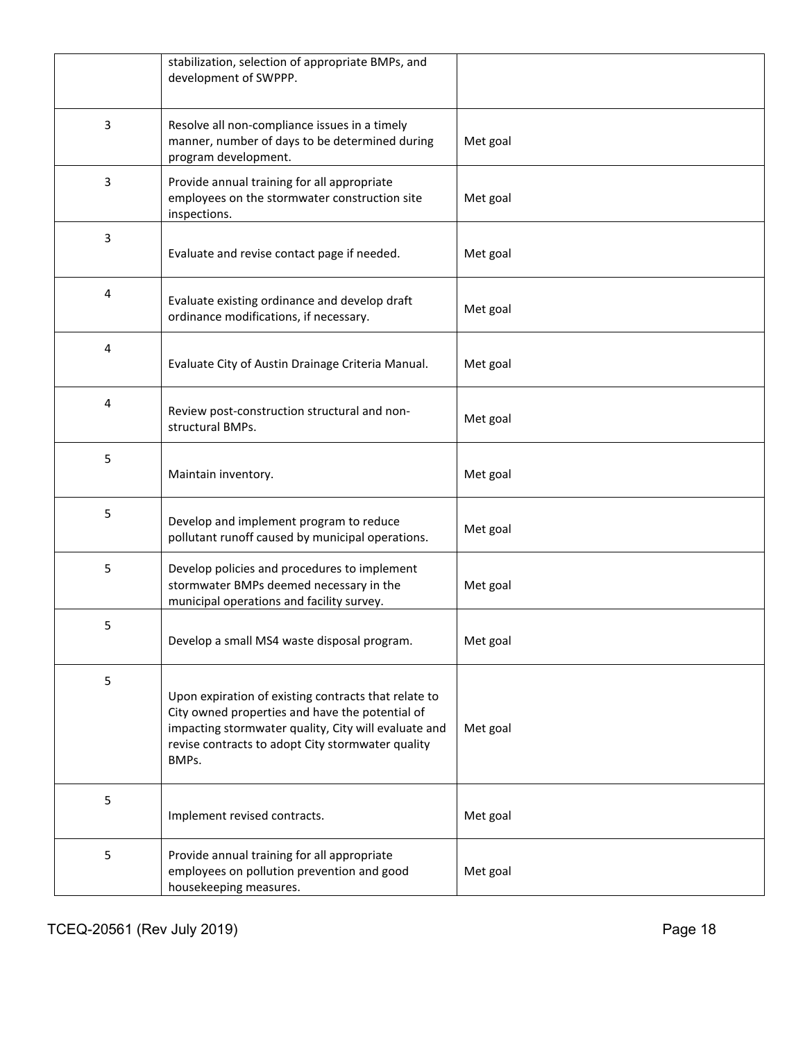| | | |
|---|---|---|
| | stabilization, selection of appropriate BMPs, and development of SWPPP. | |
| 3 | Resolve all non-compliance issues in a timely manner, number of days to be determined during program development. | Met goal |
| 3 | Provide annual training for all appropriate employees on the stormwater construction site inspections. | Met goal |
| 3 | Evaluate and revise contact page if needed. | Met goal |
| 4 | Evaluate existing ordinance and develop draft ordinance modifications, if necessary. | Met goal |
| 4 | Evaluate City of Austin Drainage Criteria Manual. | Met goal |
| 4 | Review post-construction structural and non-structural BMPs. | Met goal |
| 5 | Maintain inventory. | Met goal |
| 5 | Develop and implement program to reduce pollutant runoff caused by municipal operations. | Met goal |
| 5 | Develop policies and procedures to implement stormwater BMPs deemed necessary in the municipal operations and facility survey. | Met goal |
| 5 | Develop a small MS4 waste disposal program. | Met goal |
| 5 | Upon expiration of existing contracts that relate to City owned properties and have the potential of impacting stormwater quality, City will evaluate and revise contracts to adopt City stormwater quality BMPs. | Met goal |
| 5 | Implement revised contracts. | Met goal |
| 5 | Provide annual training for all appropriate employees on pollution prevention and good housekeeping measures. | Met goal |

TCEQ-20561 (Rev July 2019)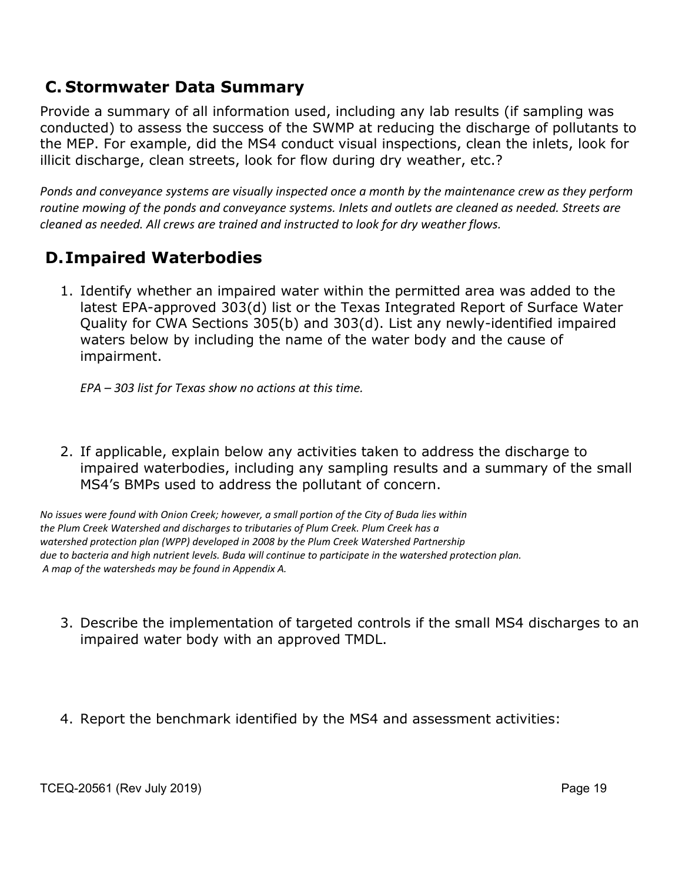## C. Stormwater Data Summary

Provide a summary of all information used, including any lab results (if sampling was conducted) to assess the success of the SWMP at reducing the discharge of pollutants to the MEP. For example, did the MS4 conduct visual inspections, clean the inlets, look for illicit discharge, clean streets, look for flow during dry weather, etc.?

*Ponds and conveyance systems are visually inspected once a month by the maintenance crew as they perform routine mowing of the ponds and conveyance systems. Inlets and outlets are cleaned as needed. Streets are cleaned as needed. All crews are trained and instructed to look for dry weather flows.*

## D. Impaired Waterbodies

1. Identify whether an impaired water within the permitted area was added to the latest EPA-approved 303(d) list or the Texas Integrated Report of Surface Water Quality for CWA Sections 305(b) and 303(d). List any newly-identified impaired waters below by including the name of the water body and the cause of impairment.

   *EPA – 303 list for Texas show no actions at this time.*

2. If applicable, explain below any activities taken to address the discharge to impaired waterbodies, including any sampling results and a summary of the small MS4's BMPs used to address the pollutant of concern.

*No issues were found with Onion Creek; however, a small portion of the City of Buda lies within the Plum Creek Watershed and discharges to tributaries of Plum Creek. Plum Creek has a watershed protection plan (WPP) developed in 2008 by the Plum Creek Watershed Partnership due to bacteria and high nutrient levels. Buda will continue to participate in the watershed protection plan. A map of the watersheds may be found in Appendix A.*

3. Describe the implementation of targeted controls if the small MS4 discharges to an impaired water body with an approved TMDL.

4. Report the benchmark identified by the MS4 and assessment activities: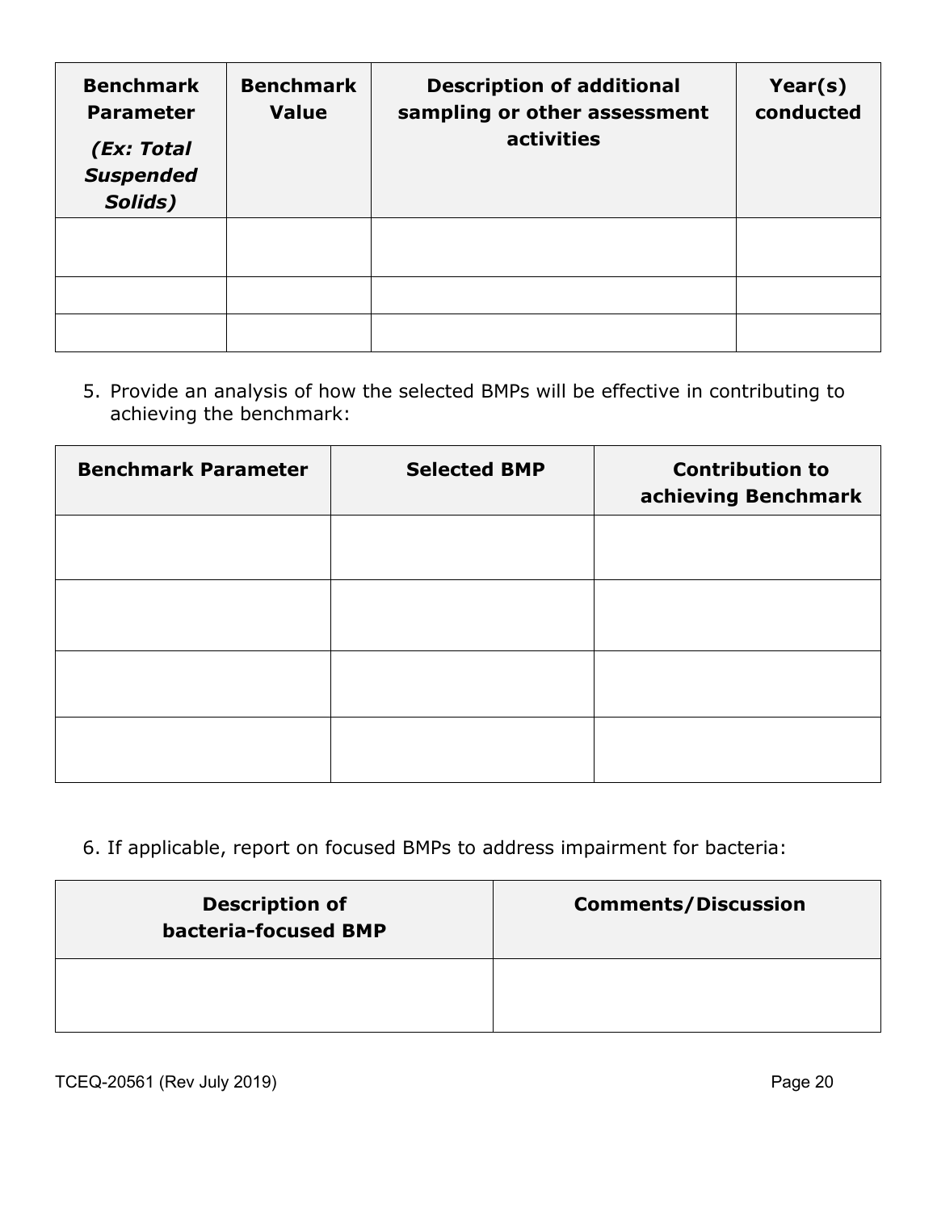| Benchmark Parameter *(Ex: Total Suspended Solids)* | Benchmark Value | Description of additional sampling or other assessment activities | Year(s) conducted |
|---|---|---|---|
| | | | |
| | | | |
| | | | |

5. Provide an analysis of how the selected BMPs will be effective in contributing to achieving the benchmark:

| Benchmark Parameter | Selected BMP | Contribution to achieving Benchmark |
|---|---|---|
| | | |
| | | |
| | | |
| | | |

6. If applicable, report on focused BMPs to address impairment for bacteria:

| Description of bacteria-focused BMP | Comments/Discussion |
|---|---|
| | |

TCEQ-20561 (Rev July 2019)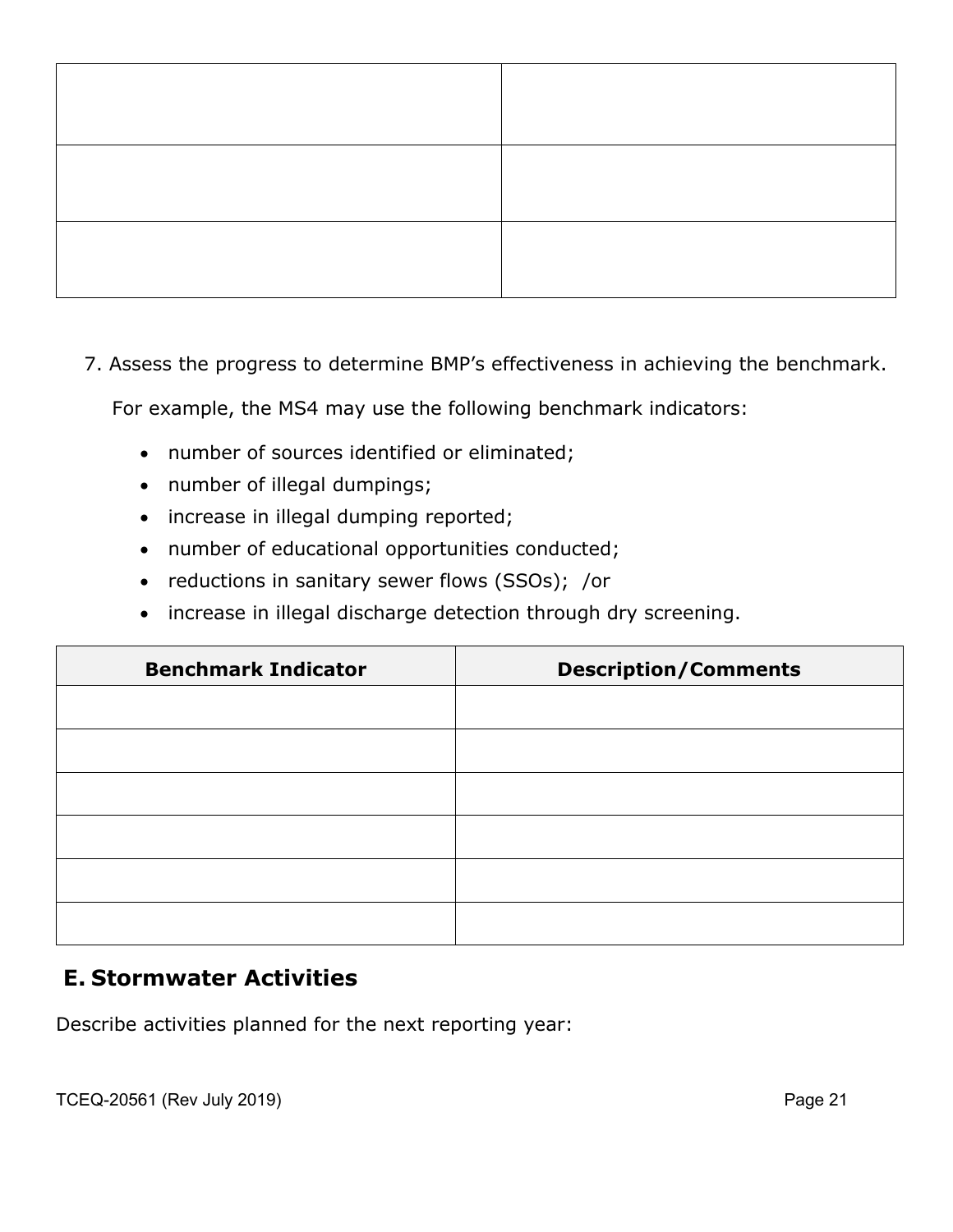| | |
|---|---|
| | |
| | |
| | |

7. Assess the progress to determine BMP's effectiveness in achieving the benchmark.

   For example, the MS4 may use the following benchmark indicators:

   - number of sources identified or eliminated;
   - number of illegal dumpings;
   - increase in illegal dumping reported;
   - number of educational opportunities conducted;
   - reductions in sanitary sewer flows (SSOs); /or
   - increase in illegal discharge detection through dry screening.

| Benchmark Indicator | Description/Comments |
|---|---|
| | |
| | |
| | |
| | |
| | |
| | |

## E. Stormwater Activities

Describe activities planned for the next reporting year: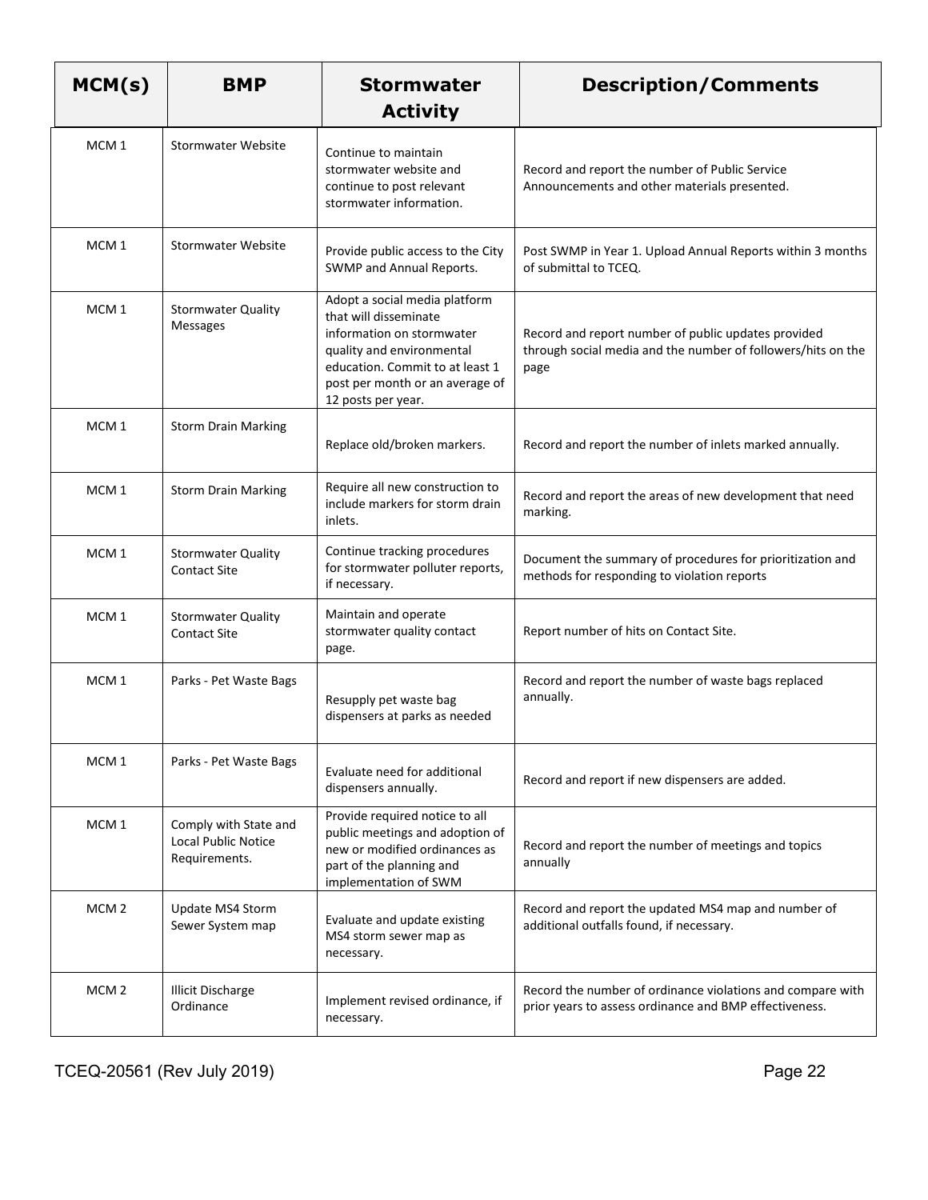| MCM(s) | BMP | Stormwater Activity | Description/Comments |
|---|---|---|---|
| MCM 1 | Stormwater Website | Continue to maintain stormwater website and continue to post relevant stormwater information. | Record and report the number of Public Service Announcements and other materials presented. |
| MCM 1 | Stormwater Website | Provide public access to the City SWMP and Annual Reports. | Post SWMP in Year 1. Upload Annual Reports within 3 months of submittal to TCEQ. |
| MCM 1 | Stormwater Quality Messages | Adopt a social media platform that will disseminate information on stormwater quality and environmental education. Commit to at least 1 post per month or an average of 12 posts per year. | Record and report number of public updates provided through social media and the number of followers/hits on the page |
| MCM 1 | Storm Drain Marking | Replace old/broken markers. | Record and report the number of inlets marked annually. |
| MCM 1 | Storm Drain Marking | Require all new construction to include markers for storm drain inlets. | Record and report the areas of new development that need marking. |
| MCM 1 | Stormwater Quality Contact Site | Continue tracking procedures for stormwater polluter reports, if necessary. | Document the summary of procedures for prioritization and methods for responding to violation reports |
| MCM 1 | Stormwater Quality Contact Site | Maintain and operate stormwater quality contact page. | Report number of hits on Contact Site. |
| MCM 1 | Parks - Pet Waste Bags | Resupply pet waste bag dispensers at parks as needed | Record and report the number of waste bags replaced annually. |
| MCM 1 | Parks - Pet Waste Bags | Evaluate need for additional dispensers annually. | Record and report if new dispensers are added. |
| MCM 1 | Comply with State and Local Public Notice Requirements. | Provide required notice to all public meetings and adoption of new or modified ordinances as part of the planning and implementation of SWM | Record and report the number of meetings and topics annually |
| MCM 2 | Update MS4 Storm Sewer System map | Evaluate and update existing MS4 storm sewer map as necessary. | Record and report the updated MS4 map and number of additional outfalls found, if necessary. |
| MCM 2 | Illicit Discharge Ordinance | Implement revised ordinance, if necessary. | Record the number of ordinance violations and compare with prior years to assess ordinance and BMP effectiveness. |

TCEQ-20561 (Rev July 2019)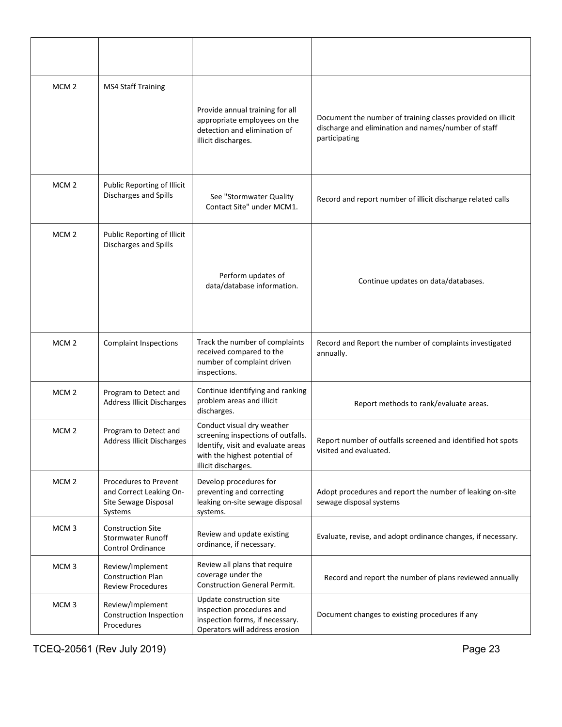| | | | |
|---|---|---|---|
| MCM 2 | MS4 Staff Training | Provide annual training for all appropriate employees on the detection and elimination of illicit discharges. | Document the number of training classes provided on illicit discharge and elimination and names/number of staff participating |
| MCM 2 | Public Reporting of Illicit Discharges and Spills | See "Stormwater Quality Contact Site" under MCM1. | Record and report number of illicit discharge related calls |
| MCM 2 | Public Reporting of Illicit Discharges and Spills | Perform updates of data/database information. | Continue updates on data/databases. |
| MCM 2 | Complaint Inspections | Track the number of complaints received compared to the number of complaint driven inspections. | Record and Report the number of complaints investigated annually. |
| MCM 2 | Program to Detect and Address Illicit Discharges | Continue identifying and ranking problem areas and illicit discharges. | Report methods to rank/evaluate areas. |
| MCM 2 | Program to Detect and Address Illicit Discharges | Conduct visual dry weather screening inspections of outfalls. Identify, visit and evaluate areas with the highest potential of illicit discharges. | Report number of outfalls screened and identified hot spots visited and evaluated. |
| MCM 2 | Procedures to Prevent and Correct Leaking On-Site Sewage Disposal Systems | Develop procedures for preventing and correcting leaking on-site sewage disposal systems. | Adopt procedures and report the number of leaking on-site sewage disposal systems |
| MCM 3 | Construction Site Stormwater Runoff Control Ordinance | Review and update existing ordinance, if necessary. | Evaluate, revise, and adopt ordinance changes, if necessary. |
| MCM 3 | Review/Implement Construction Plan Review Procedures | Review all plans that require coverage under the Construction General Permit. | Record and report the number of plans reviewed annually |
| MCM 3 | Review/Implement Construction Inspection Procedures | Update construction site inspection procedures and inspection forms, if necessary. Operators will address erosion | Document changes to existing procedures if any |

TCEQ-20561 (Rev July 2019)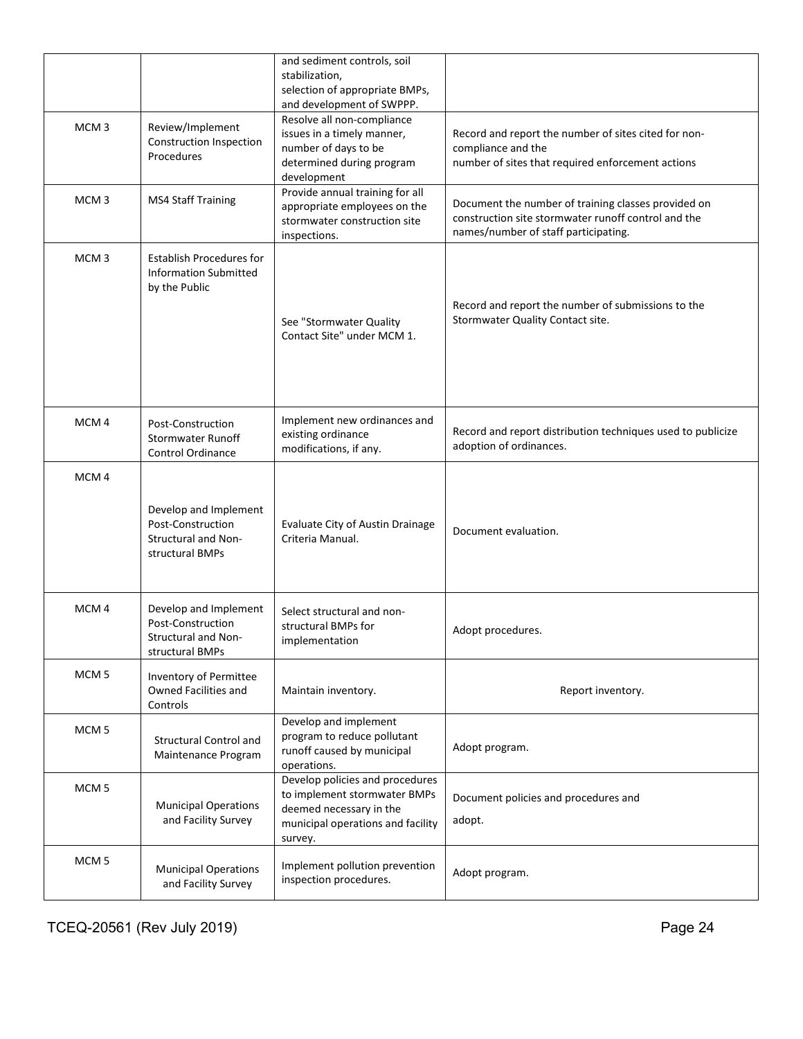| | | | |
|---|---|---|---|
| | | and sediment controls, soil stabilization, selection of appropriate BMPs, and development of SWPPP. | |
| MCM 3 | Review/Implement Construction Inspection Procedures | Resolve all non-compliance issues in a timely manner, number of days to be determined during program development | Record and report the number of sites cited for non-compliance and the number of sites that required enforcement actions |
| MCM 3 | MS4 Staff Training | Provide annual training for all appropriate employees on the stormwater construction site inspections. | Document the number of training classes provided on construction site stormwater runoff control and the names/number of staff participating. |
| MCM 3 | Establish Procedures for Information Submitted by the Public | See "Stormwater Quality Contact Site" under MCM 1. | Record and report the number of submissions to the Stormwater Quality Contact site. |
| MCM 4 | Post-Construction Stormwater Runoff Control Ordinance | Implement new ordinances and existing ordinance modifications, if any. | Record and report distribution techniques used to publicize adoption of ordinances. |
| MCM 4 | Develop and Implement Post-Construction Structural and Non-structural BMPs | Evaluate City of Austin Drainage Criteria Manual. | Document evaluation. |
| MCM 4 | Develop and Implement Post-Construction Structural and Non-structural BMPs | Select structural and non-structural BMPs for implementation | Adopt procedures. |
| MCM 5 | Inventory of Permittee Owned Facilities and Controls | Maintain inventory. | Report inventory. |
| MCM 5 | Structural Control and Maintenance Program | Develop and implement program to reduce pollutant runoff caused by municipal operations. | Adopt program. |
| MCM 5 | Municipal Operations and Facility Survey | Develop policies and procedures to implement stormwater BMPs deemed necessary in the municipal operations and facility survey. | Document policies and procedures and adopt. |
| MCM 5 | Municipal Operations and Facility Survey | Implement pollution prevention inspection procedures. | Adopt program. |

TCEQ-20561 (Rev July 2019)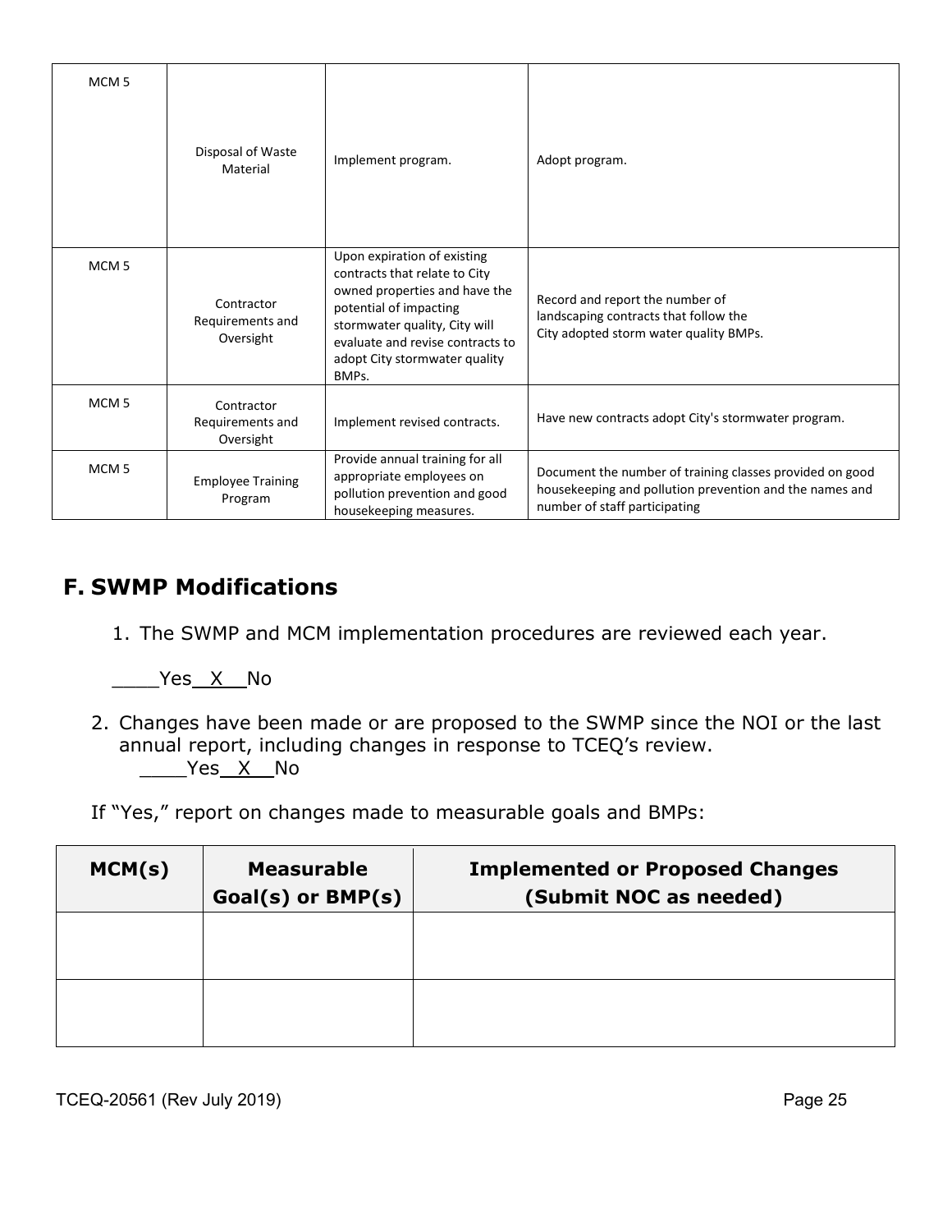| | | | |
|---|---|---|---|
| MCM 5 | Disposal of Waste Material | Implement program. | Adopt program. |
| MCM 5 | Contractor Requirements and Oversight | Upon expiration of existing contracts that relate to City owned properties and have the potential of impacting stormwater quality, City will evaluate and revise contracts to adopt City stormwater quality BMPs. | Record and report the number of landscaping contracts that follow the City adopted storm water quality BMPs. |
| MCM 5 | Contractor Requirements and Oversight | Implement revised contracts. | Have new contracts adopt City's stormwater program. |
| MCM 5 | Employee Training Program | Provide annual training for all appropriate employees on pollution prevention and good housekeeping measures. | Document the number of training classes provided on good housekeeping and pollution prevention and the names and number of staff participating |

## F. SWMP Modifications

1. The SWMP and MCM implementation procedures are reviewed each year.

____Yes__X__No

2. Changes have been made or are proposed to the SWMP since the NOI or the last annual report, including changes in response to TCEQ's review.
   ____Yes__X__No

If "Yes," report on changes made to measurable goals and BMPs:

| MCM(s) | Measurable Goal(s) or BMP(s) | Implemented or Proposed Changes (Submit NOC as needed) |
|---|---|---|
| | | |
| | | |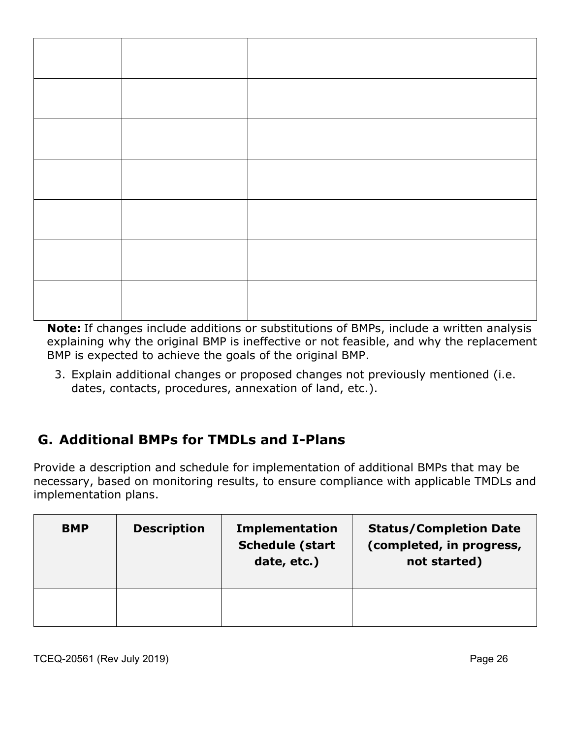| | | |
|---|---|---|
| | | |
| | | |
| | | |
| | | |
| | | |
| | | |
| | | |

**Note:** If changes include additions or substitutions of BMPs, include a written analysis explaining why the original BMP is ineffective or not feasible, and why the replacement BMP is expected to achieve the goals of the original BMP.

3. Explain additional changes or proposed changes not previously mentioned (i.e. dates, contacts, procedures, annexation of land, etc.).

## G. Additional BMPs for TMDLs and I-Plans

Provide a description and schedule for implementation of additional BMPs that may be necessary, based on monitoring results, to ensure compliance with applicable TMDLs and implementation plans.

| BMP | Description | Implementation Schedule (start date, etc.) | Status/Completion Date (completed, in progress, not started) |
|---|---|---|---|
| | | | |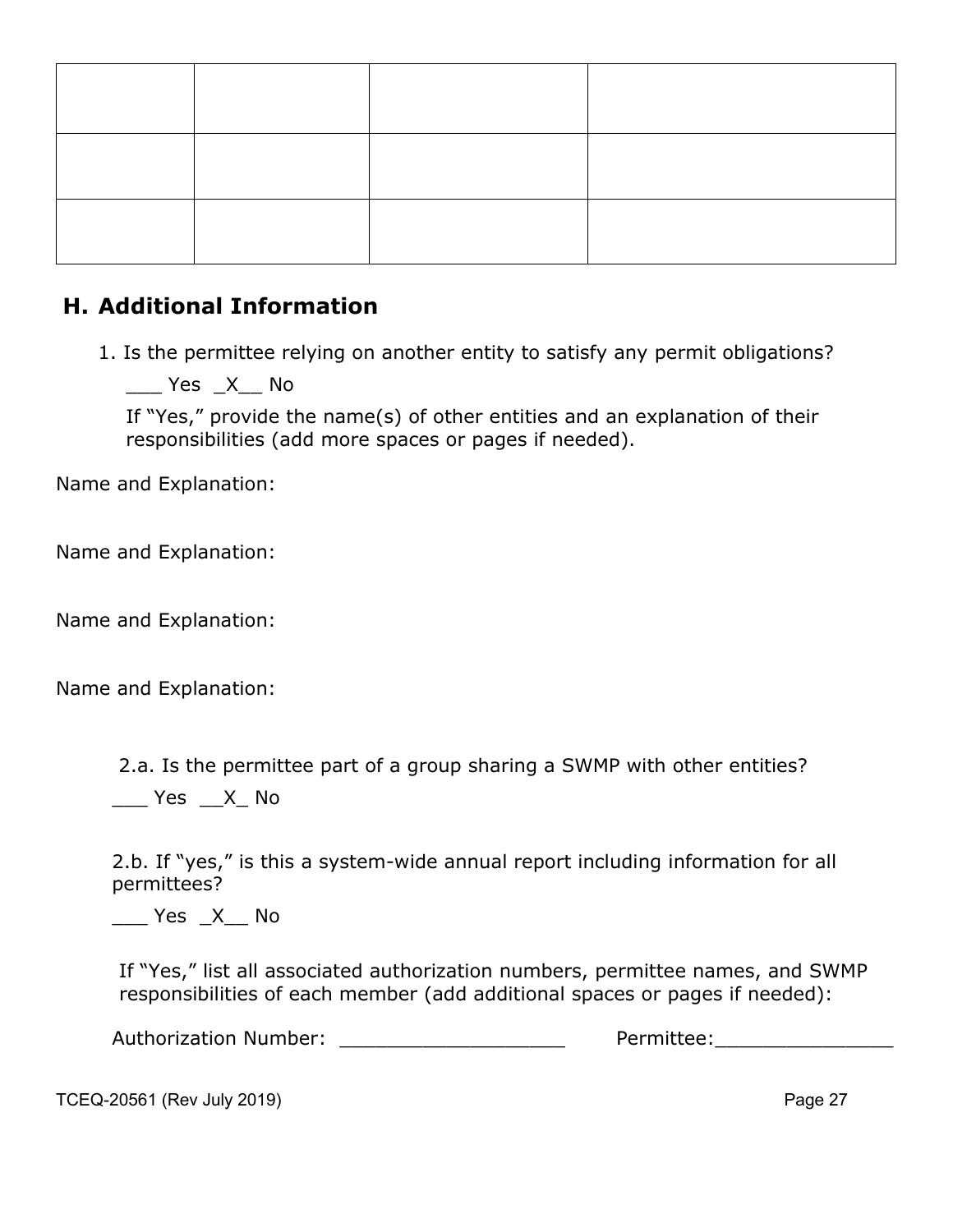| | | | |
|---|---|---|---|
| | | | |
| | | | |
| | | | |

## H. Additional Information

1. Is the permittee relying on another entity to satisfy any permit obligations?

   ___ Yes _X__ No

   If "Yes," provide the name(s) of other entities and an explanation of their responsibilities (add more spaces or pages if needed).

Name and Explanation:

Name and Explanation:

Name and Explanation:

Name and Explanation:

2.a. Is the permittee part of a group sharing a SWMP with other entities?

___ Yes __X_ No

2.b. If "yes," is this a system-wide annual report including information for all permittees?

___ Yes _X__ No

If "Yes," list all associated authorization numbers, permittee names, and SWMP responsibilities of each member (add additional spaces or pages if needed):

Authorization Number: ___________________ Permittee:_______________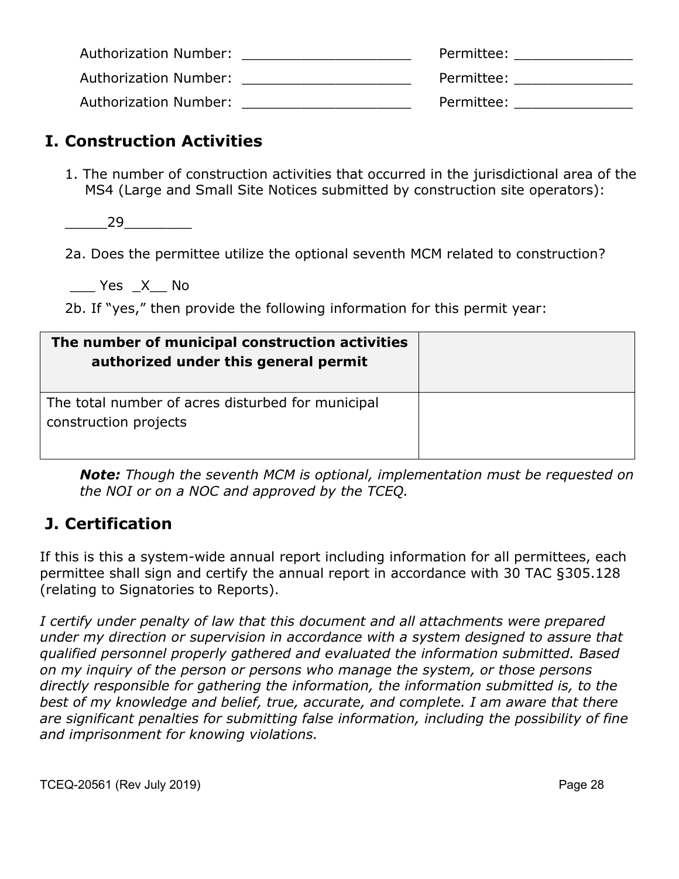Authorization Number: ____________________ Permittee: ______________

Authorization Number: ____________________ Permittee: ______________

Authorization Number: ____________________ Permittee: ______________

## I. Construction Activities

1. The number of construction activities that occurred in the jurisdictional area of the MS4 (Large and Small Site Notices submitted by construction site operators):

_____29________

2a. Does the permittee utilize the optional seventh MCM related to construction?

___ Yes _X__ No

2b. If "yes," then provide the following information for this permit year:

| **The number of municipal construction activities authorized under this general permit** | |
|---|---|
| The total number of acres disturbed for municipal construction projects | |

***Note:*** *Though the seventh MCM is optional, implementation must be requested on the NOI or on a NOC and approved by the TCEQ.*

## J. Certification

If this is this a system-wide annual report including information for all permittees, each permittee shall sign and certify the annual report in accordance with 30 TAC §305.128 (relating to Signatories to Reports).

*I certify under penalty of law that this document and all attachments were prepared under my direction or supervision in accordance with a system designed to assure that qualified personnel properly gathered and evaluated the information submitted. Based on my inquiry of the person or persons who manage the system, or those persons directly responsible for gathering the information, the information submitted is, to the best of my knowledge and belief, true, accurate, and complete. I am aware that there are significant penalties for submitting false information, including the possibility of fine and imprisonment for knowing violations.*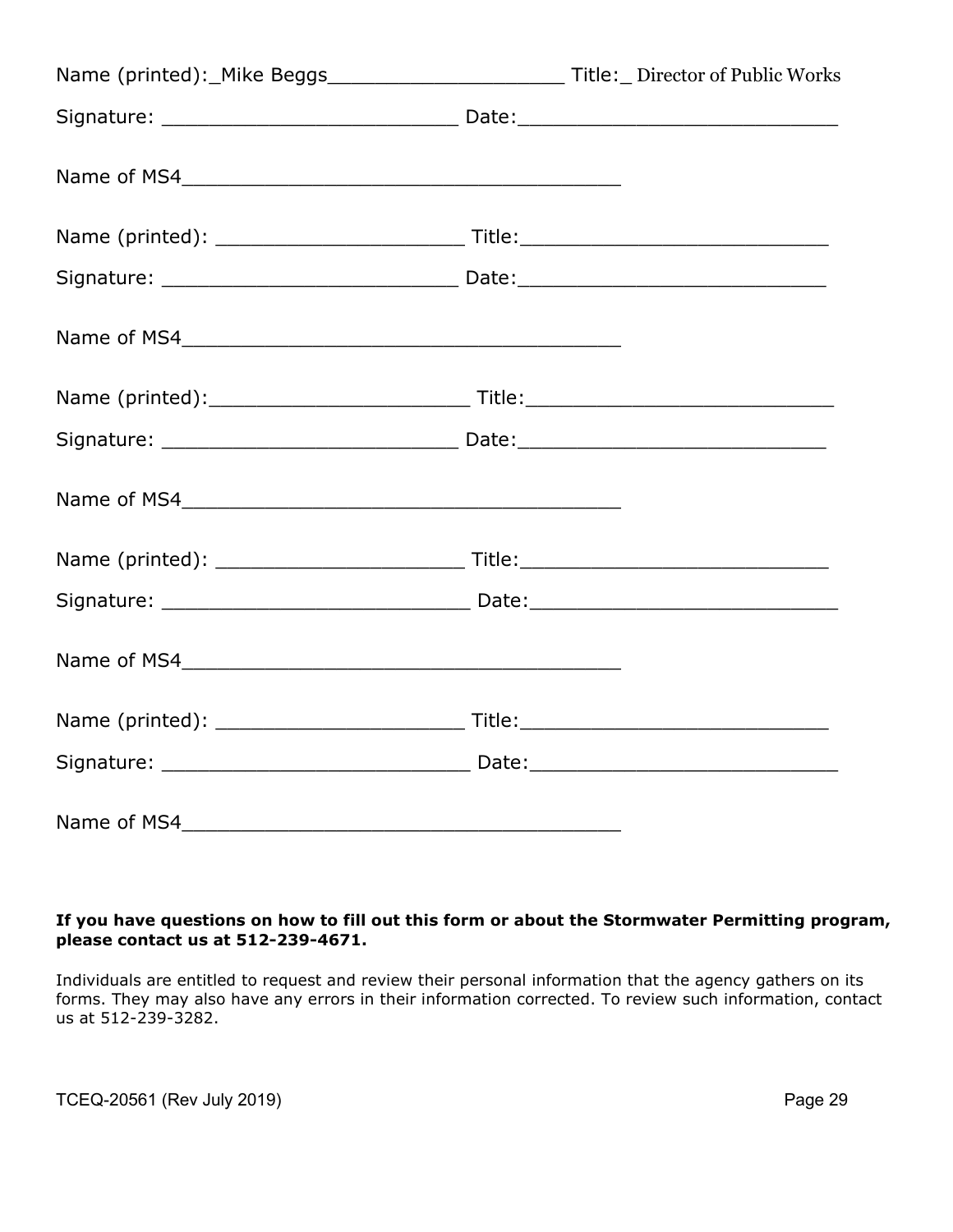Name (printed):_Mike Beggs____________________ Title:_ Director of Public Works

Signature: _________________________ Date:__________________________

Name of MS4_____________________________________

Name (printed): _____________________ Title:__________________________

Signature: _________________________ Date:__________________________

Name of MS4_____________________________________

Name (printed):______________________ Title:__________________________

Signature: _________________________ Date:__________________________

Name of MS4_____________________________________

Name (printed): _____________________ Title:__________________________

Signature: __________________________ Date:__________________________

Name of MS4_____________________________________

Name (printed): _____________________ Title:__________________________

Signature: __________________________ Date:__________________________

Name of MS4_____________________________________

**If you have questions on how to fill out this form or about the Stormwater Permitting program, please contact us at 512-239-4671.**

Individuals are entitled to request and review their personal information that the agency gathers on its forms. They may also have any errors in their information corrected. To review such information, contact us at 512-239-3282.

TCEQ-20561 (Rev July 2019)